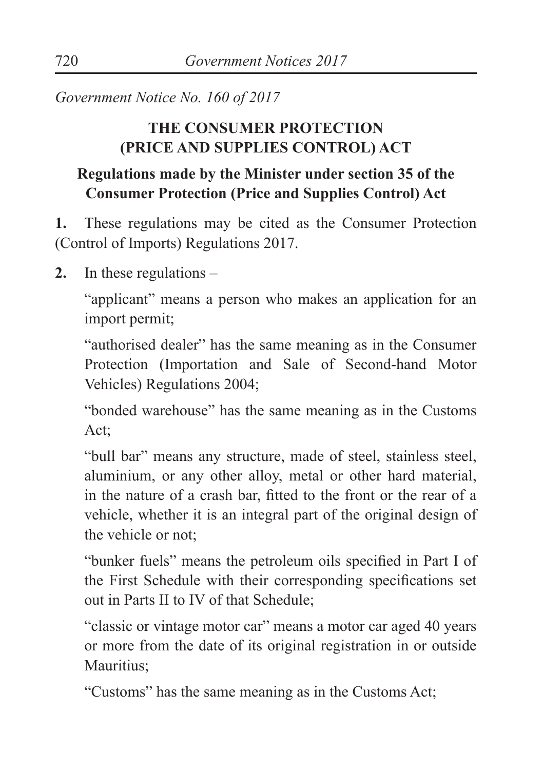*Government Notice No. 160 of 2017*

## THE CONSUMER PROTECTION (PRICE AND SUPPLIES CONTROL) ACT

### Regulations made by the Minister under section 35 of the Consumer Protection (Price and Supplies Control) Act

**1.** These regulations may be cited as the Consumer Protection (Control of Imports) Regulations 2017.

**2.** In these regulations –

"applicant" means a person who makes an application for an import permit;

"authorised dealer" has the same meaning as in the Consumer Protection (Importation and Sale of Second-hand Motor Vehicles) Regulations 2004;

"bonded warehouse" has the same meaning as in the Customs Act;

"bull bar" means any structure, made of steel, stainless steel, aluminium, or any other alloy, metal or other hard material, in the nature of a crash bar, fitted to the front or the rear of a vehicle, whether it is an integral part of the original design of the vehicle or not;

"bunker fuels" means the petroleum oils specified in Part I of the First Schedule with their corresponding specifications set out in Parts II to IV of that Schedule;

"classic or vintage motor car" means a motor car aged 40 years or more from the date of its original registration in or outside Mauritius;

"Customs" has the same meaning as in the Customs Act;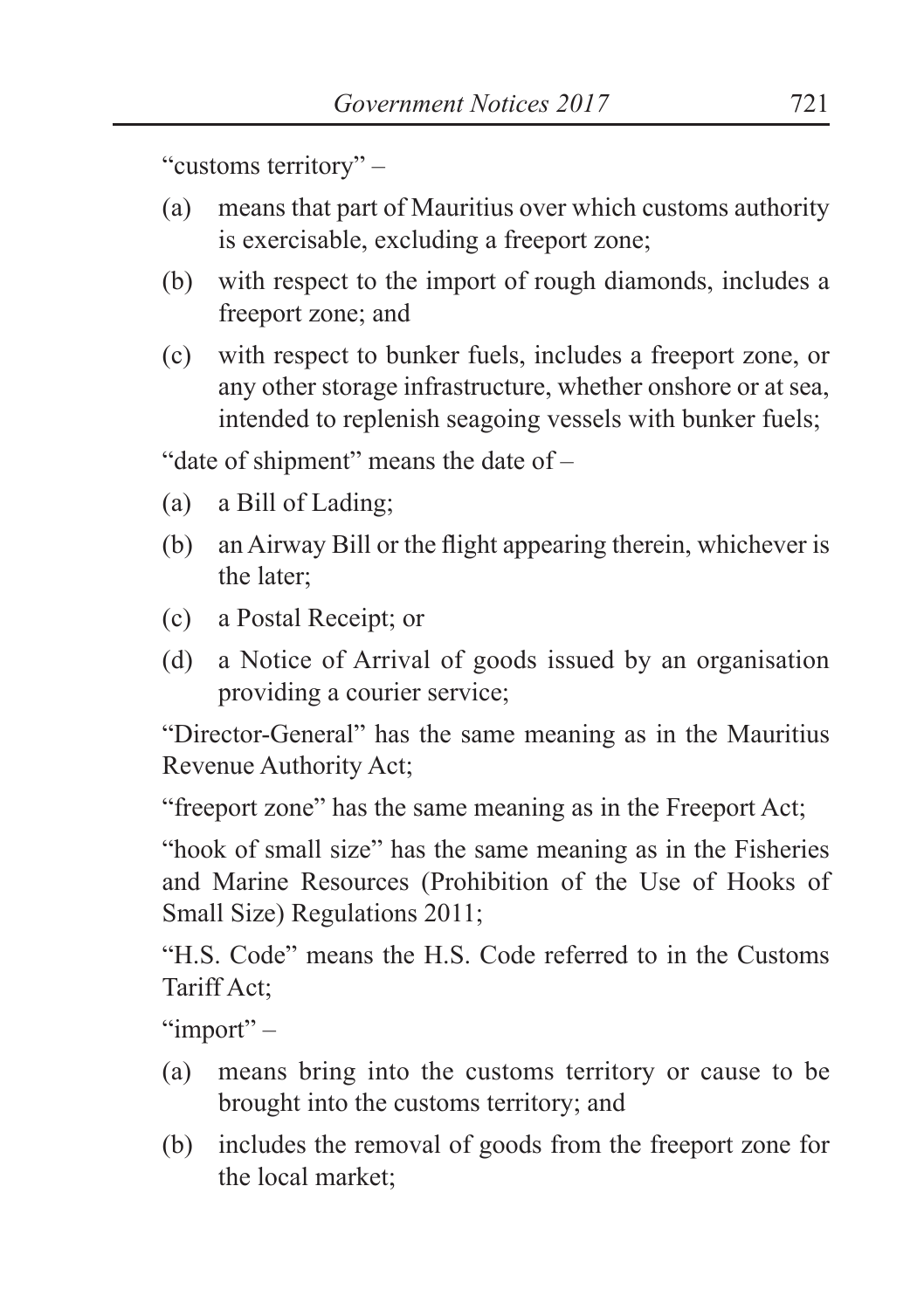"customs territory" –

(a) means that part of Mauritius over which customs authority is exercisable, excluding a freeport zone;

(b) with respect to the import of rough diamonds, includes a freeport zone; and

(c) with respect to bunker fuels, includes a freeport zone, or any other storage infrastructure, whether onshore or at sea, intended to replenish seagoing vessels with bunker fuels;

"date of shipment" means the date of –

(a) a Bill of Lading;

(b) an Airway Bill or the flight appearing therein, whichever is the later;

(c) a Postal Receipt; or

(d) a Notice of Arrival of goods issued by an organisation providing a courier service;

"Director-General" has the same meaning as in the Mauritius Revenue Authority Act;

"freeport zone" has the same meaning as in the Freeport Act;

"hook of small size" has the same meaning as in the Fisheries and Marine Resources (Prohibition of the Use of Hooks of Small Size) Regulations 2011;

"H.S. Code" means the H.S. Code referred to in the Customs Tariff Act;

"import" –

(a) means bring into the customs territory or cause to be brought into the customs territory; and

(b) includes the removal of goods from the freeport zone for the local market;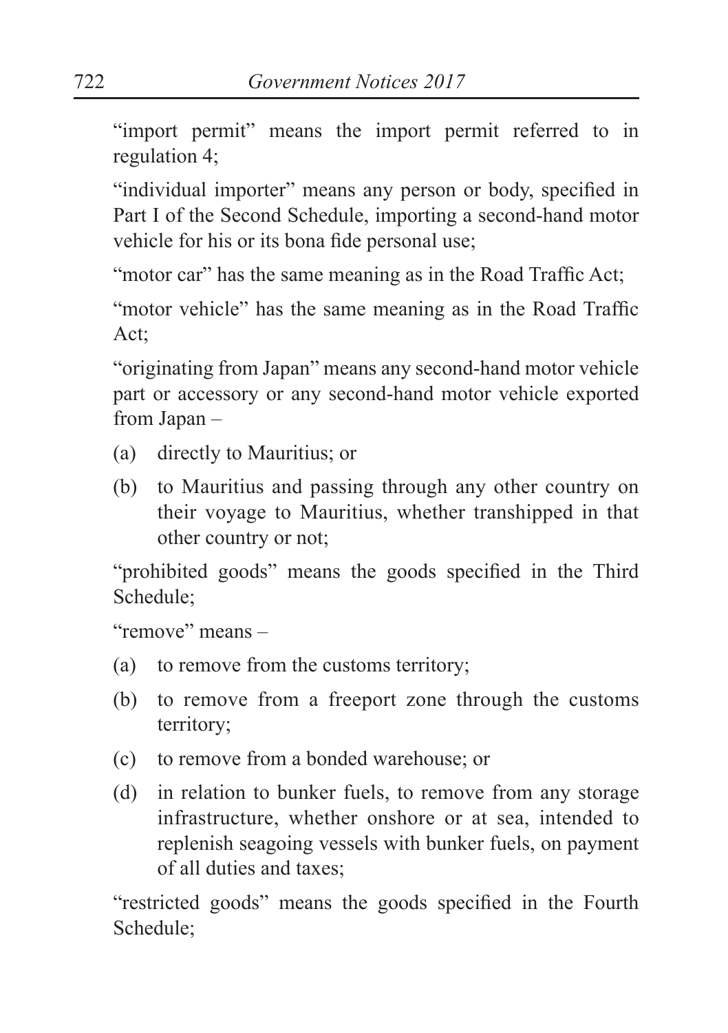"import permit" means the import permit referred to in regulation 4;

"individual importer" means any person or body, specified in Part I of the Second Schedule, importing a second-hand motor vehicle for his or its bona fide personal use;

"motor car" has the same meaning as in the Road Traffic Act;

"motor vehicle" has the same meaning as in the Road Traffic Act;

"originating from Japan" means any second-hand motor vehicle part or accessory or any second-hand motor vehicle exported from Japan –

(a) directly to Mauritius; or

(b) to Mauritius and passing through any other country on their voyage to Mauritius, whether transhipped in that other country or not;

"prohibited goods" means the goods specified in the Third Schedule;

"remove" means –

(a) to remove from the customs territory;

(b) to remove from a freeport zone through the customs territory;

(c) to remove from a bonded warehouse; or

(d) in relation to bunker fuels, to remove from any storage infrastructure, whether onshore or at sea, intended to replenish seagoing vessels with bunker fuels, on payment of all duties and taxes;

"restricted goods" means the goods specified in the Fourth Schedule;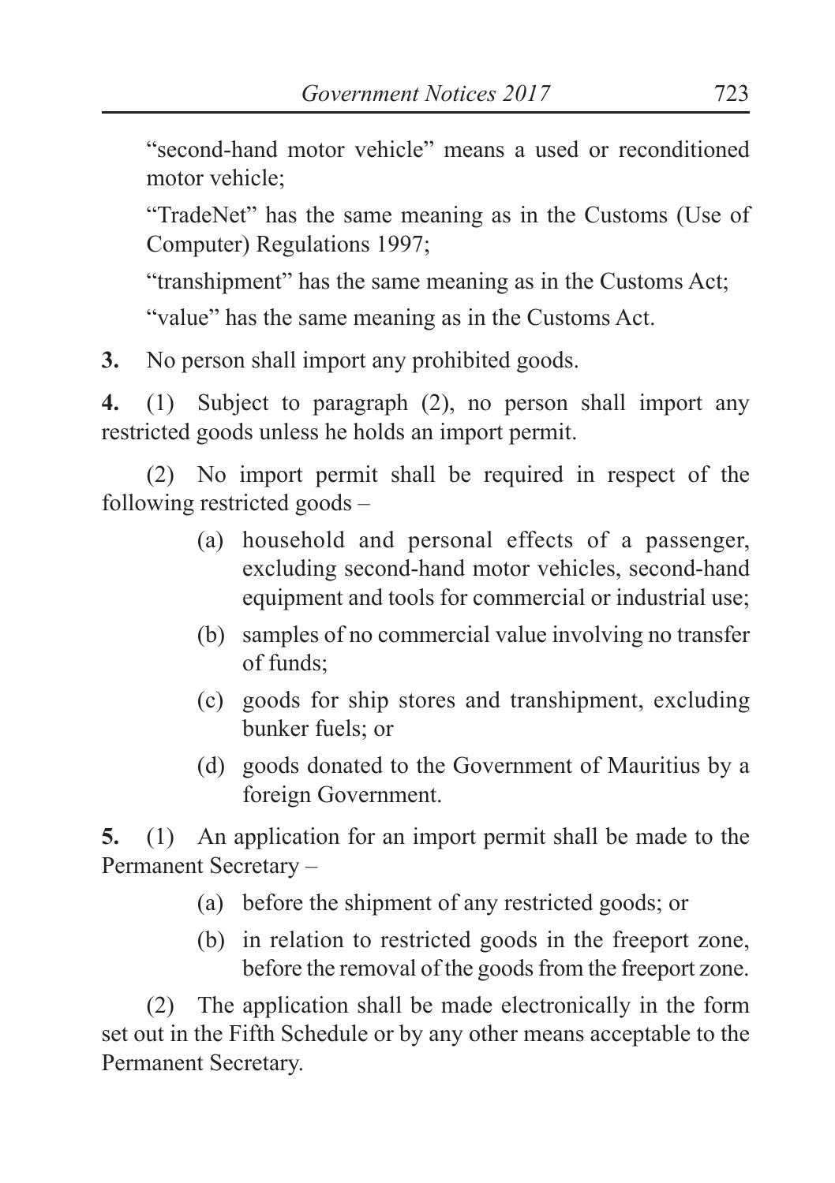"second-hand motor vehicle" means a used or reconditioned motor vehicle;

"TradeNet" has the same meaning as in the Customs (Use of Computer) Regulations 1997;

"transhipment" has the same meaning as in the Customs Act;

"value" has the same meaning as in the Customs Act.

**3.** No person shall import any prohibited goods.

**4.** (1) Subject to paragraph (2), no person shall import any restricted goods unless he holds an import permit.

(2) No import permit shall be required in respect of the following restricted goods –

(a) household and personal effects of a passenger, excluding second-hand motor vehicles, second-hand equipment and tools for commercial or industrial use;

(b) samples of no commercial value involving no transfer of funds;

(c) goods for ship stores and transhipment, excluding bunker fuels; or

(d) goods donated to the Government of Mauritius by a foreign Government.

**5.** (1) An application for an import permit shall be made to the Permanent Secretary –

(a) before the shipment of any restricted goods; or

(b) in relation to restricted goods in the freeport zone, before the removal of the goods from the freeport zone.

(2) The application shall be made electronically in the form set out in the Fifth Schedule or by any other means acceptable to the Permanent Secretary.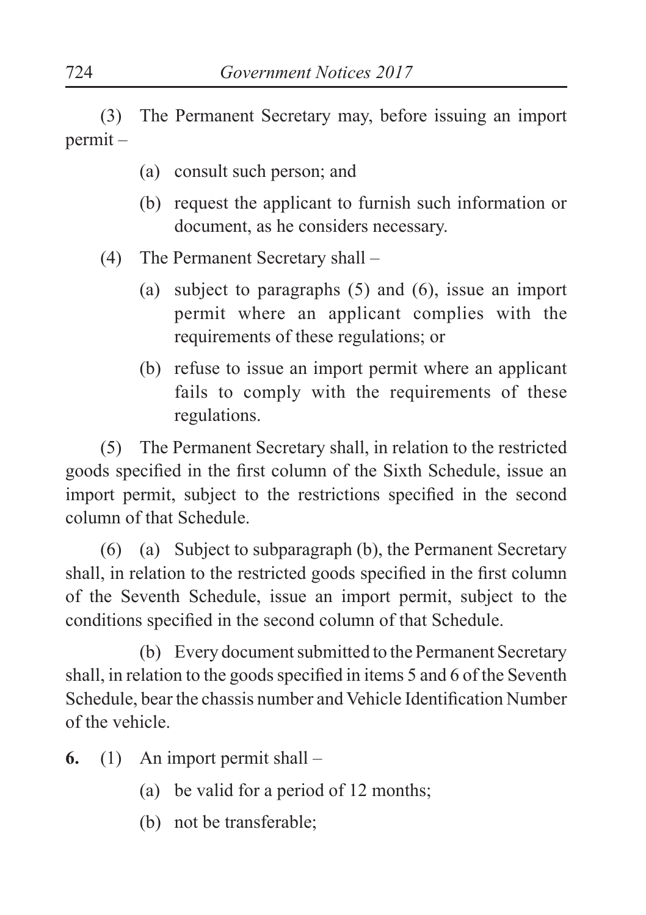(3) The Permanent Secretary may, before issuing an import permit –

- (a) consult such person; and
- (b) request the applicant to furnish such information or document, as he considers necessary.

(4) The Permanent Secretary shall –

- (a) subject to paragraphs (5) and (6), issue an import permit where an applicant complies with the requirements of these regulations; or
- (b) refuse to issue an import permit where an applicant fails to comply with the requirements of these regulations.

(5) The Permanent Secretary shall, in relation to the restricted goods specified in the first column of the Sixth Schedule, issue an import permit, subject to the restrictions specified in the second column of that Schedule.

(6) (a) Subject to subparagraph (b), the Permanent Secretary shall, in relation to the restricted goods specified in the first column of the Seventh Schedule, issue an import permit, subject to the conditions specified in the second column of that Schedule.

(b) Every document submitted to the Permanent Secretary shall, in relation to the goods specified in items 5 and 6 of the Seventh Schedule, bear the chassis number and Vehicle Identification Number of the vehicle.

**6.** (1) An import permit shall –

- (a) be valid for a period of 12 months;
- (b) not be transferable;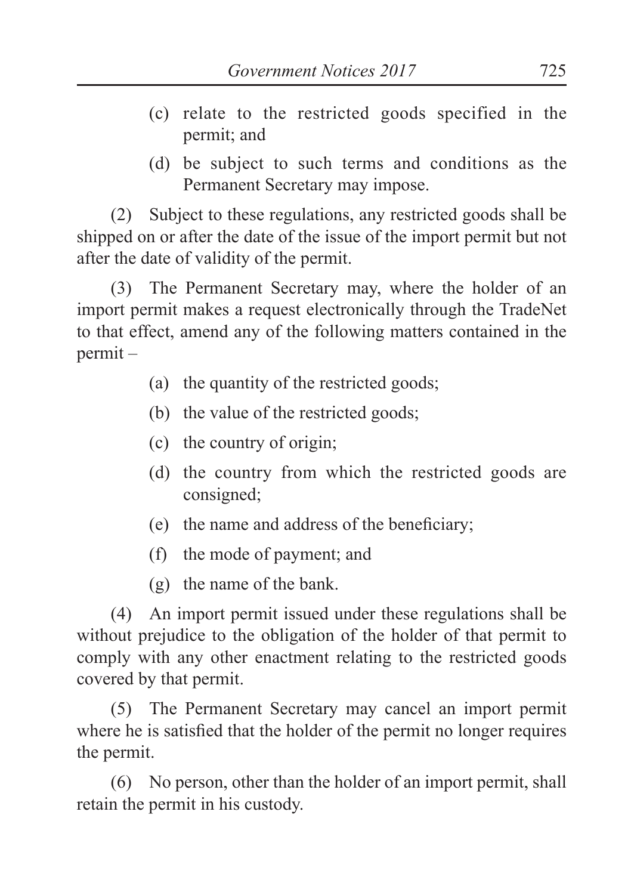(c) relate to the restricted goods specified in the permit; and

(d) be subject to such terms and conditions as the Permanent Secretary may impose.

(2) Subject to these regulations, any restricted goods shall be shipped on or after the date of the issue of the import permit but not after the date of validity of the permit.

(3) The Permanent Secretary may, where the holder of an import permit makes a request electronically through the TradeNet to that effect, amend any of the following matters contained in the permit –

(a) the quantity of the restricted goods;

(b) the value of the restricted goods;

(c) the country of origin;

(d) the country from which the restricted goods are consigned;

(e) the name and address of the beneficiary;

(f) the mode of payment; and

(g) the name of the bank.

(4) An import permit issued under these regulations shall be without prejudice to the obligation of the holder of that permit to comply with any other enactment relating to the restricted goods covered by that permit.

(5) The Permanent Secretary may cancel an import permit where he is satisfied that the holder of the permit no longer requires the permit.

(6) No person, other than the holder of an import permit, shall retain the permit in his custody.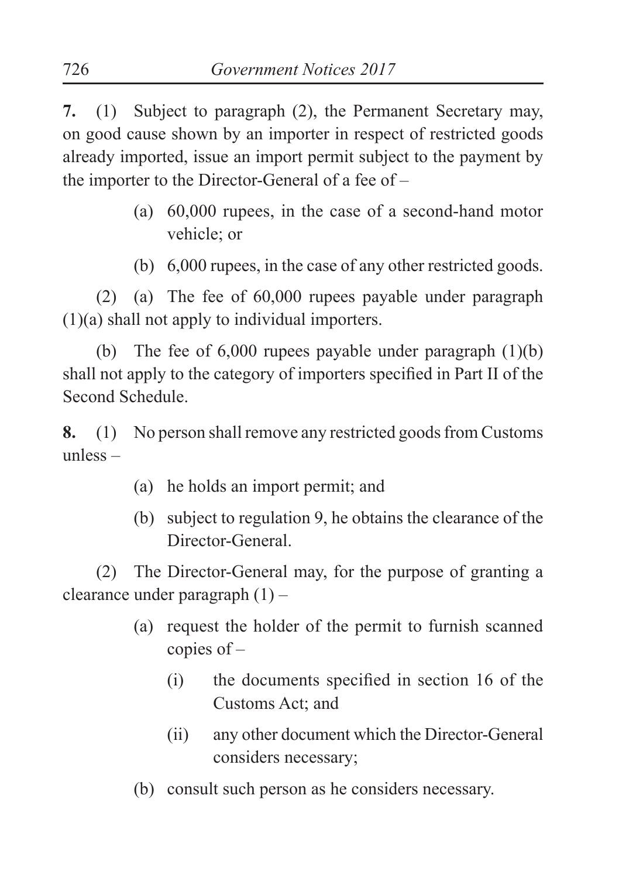**7.** (1) Subject to paragraph (2), the Permanent Secretary may, on good cause shown by an importer in respect of restricted goods already imported, issue an import permit subject to the payment by the importer to the Director-General of a fee of –

- (a) 60,000 rupees, in the case of a second-hand motor vehicle; or
- (b) 6,000 rupees, in the case of any other restricted goods.

(2) (a) The fee of 60,000 rupees payable under paragraph (1)(a) shall not apply to individual importers.

(b) The fee of 6,000 rupees payable under paragraph (1)(b) shall not apply to the category of importers specified in Part II of the Second Schedule.

**8.** (1) No person shall remove any restricted goods from Customs unless –

- (a) he holds an import permit; and
- (b) subject to regulation 9, he obtains the clearance of the Director-General.

(2) The Director-General may, for the purpose of granting a clearance under paragraph (1) –

- (a) request the holder of the permit to furnish scanned copies of –
  - (i) the documents specified in section 16 of the Customs Act; and
  - (ii) any other document which the Director-General considers necessary;
- (b) consult such person as he considers necessary.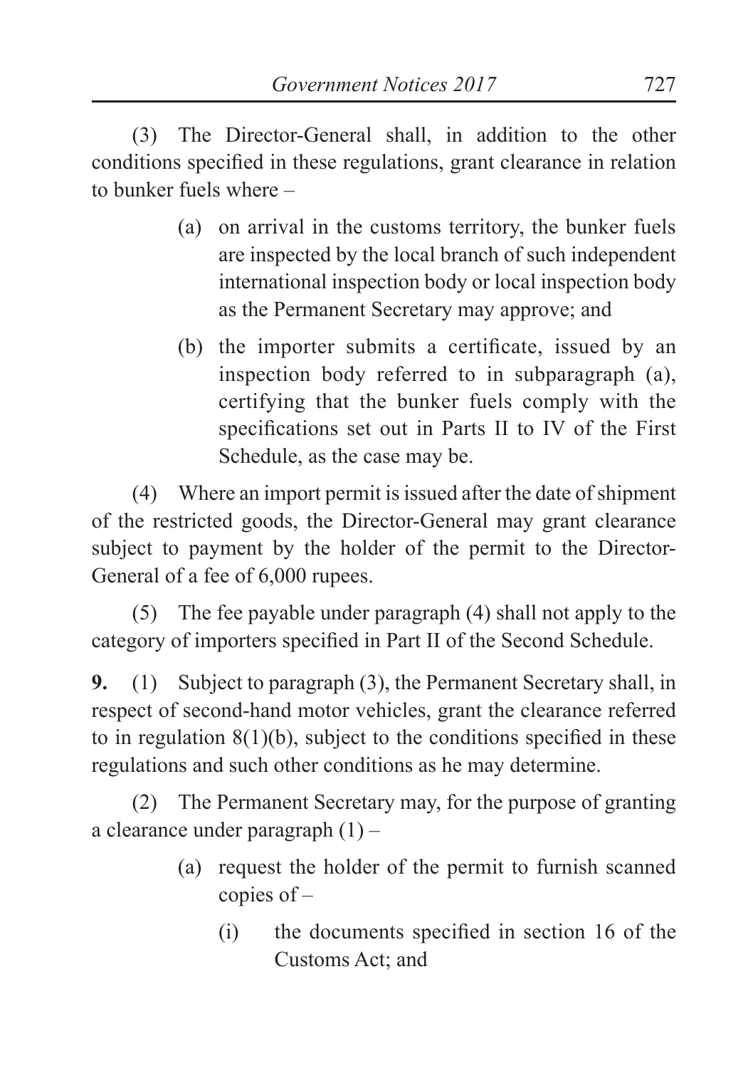(3) The Director-General shall, in addition to the other conditions specified in these regulations, grant clearance in relation to bunker fuels where –

(a) on arrival in the customs territory, the bunker fuels are inspected by the local branch of such independent international inspection body or local inspection body as the Permanent Secretary may approve; and

(b) the importer submits a certificate, issued by an inspection body referred to in subparagraph (a), certifying that the bunker fuels comply with the specifications set out in Parts II to IV of the First Schedule, as the case may be.

(4) Where an import permit is issued after the date of shipment of the restricted goods, the Director-General may grant clearance subject to payment by the holder of the permit to the Director-General of a fee of 6,000 rupees.

(5) The fee payable under paragraph (4) shall not apply to the category of importers specified in Part II of the Second Schedule.

**9.** (1) Subject to paragraph (3), the Permanent Secretary shall, in respect of second-hand motor vehicles, grant the clearance referred to in regulation 8(1)(b), subject to the conditions specified in these regulations and such other conditions as he may determine.

(2) The Permanent Secretary may, for the purpose of granting a clearance under paragraph (1) –

(a) request the holder of the permit to furnish scanned copies of –

(i) the documents specified in section 16 of the Customs Act; and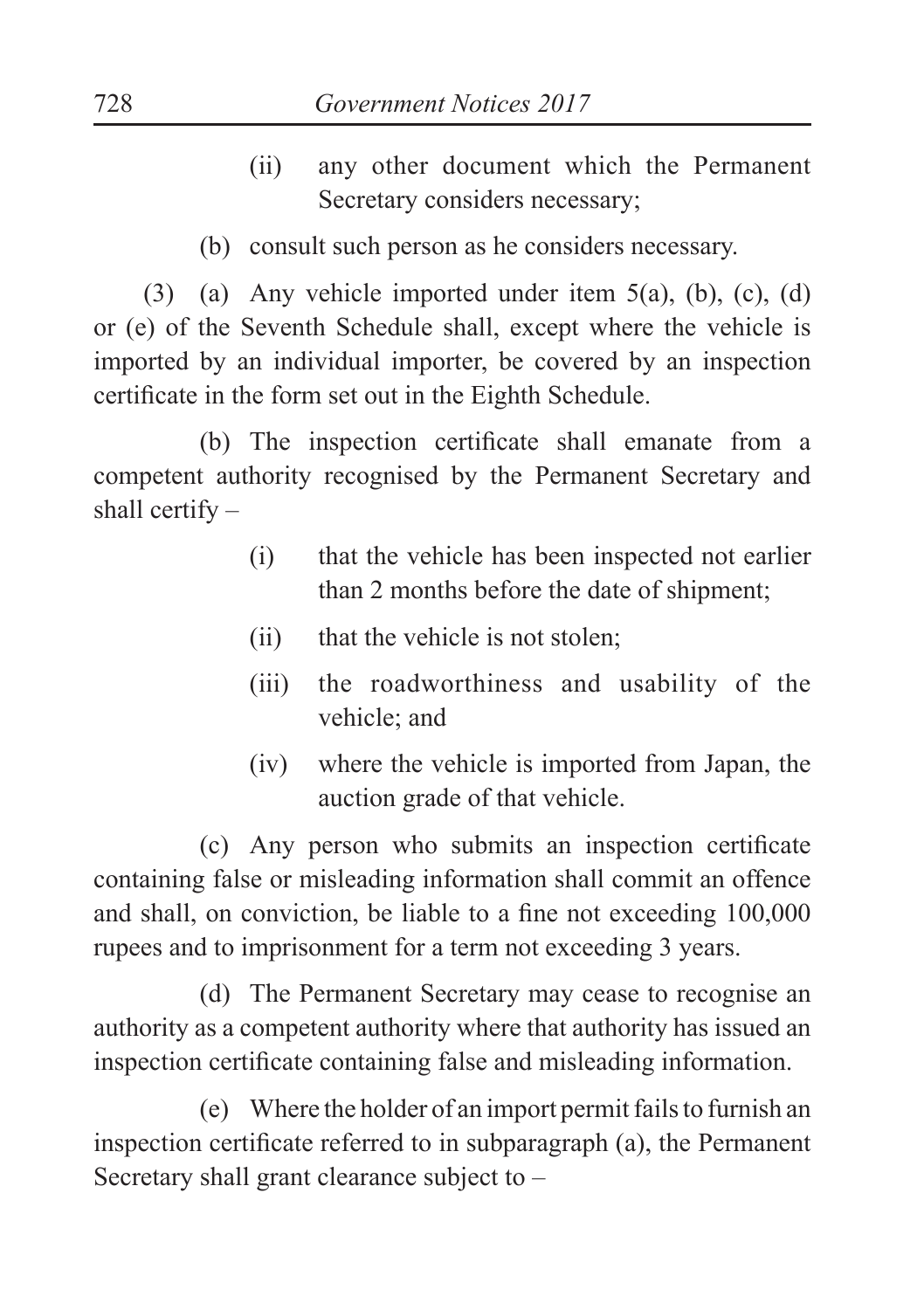(ii) any other document which the Permanent Secretary considers necessary;

(b) consult such person as he considers necessary.

(3) (a) Any vehicle imported under item 5(a), (b), (c), (d) or (e) of the Seventh Schedule shall, except where the vehicle is imported by an individual importer, be covered by an inspection certificate in the form set out in the Eighth Schedule.

(b) The inspection certificate shall emanate from a competent authority recognised by the Permanent Secretary and shall certify –

(i) that the vehicle has been inspected not earlier than 2 months before the date of shipment;

(ii) that the vehicle is not stolen;

(iii) the roadworthiness and usability of the vehicle; and

(iv) where the vehicle is imported from Japan, the auction grade of that vehicle.

(c) Any person who submits an inspection certificate containing false or misleading information shall commit an offence and shall, on conviction, be liable to a fine not exceeding 100,000 rupees and to imprisonment for a term not exceeding 3 years.

(d) The Permanent Secretary may cease to recognise an authority as a competent authority where that authority has issued an inspection certificate containing false and misleading information.

(e) Where the holder of an import permit fails to furnish an inspection certificate referred to in subparagraph (a), the Permanent Secretary shall grant clearance subject to –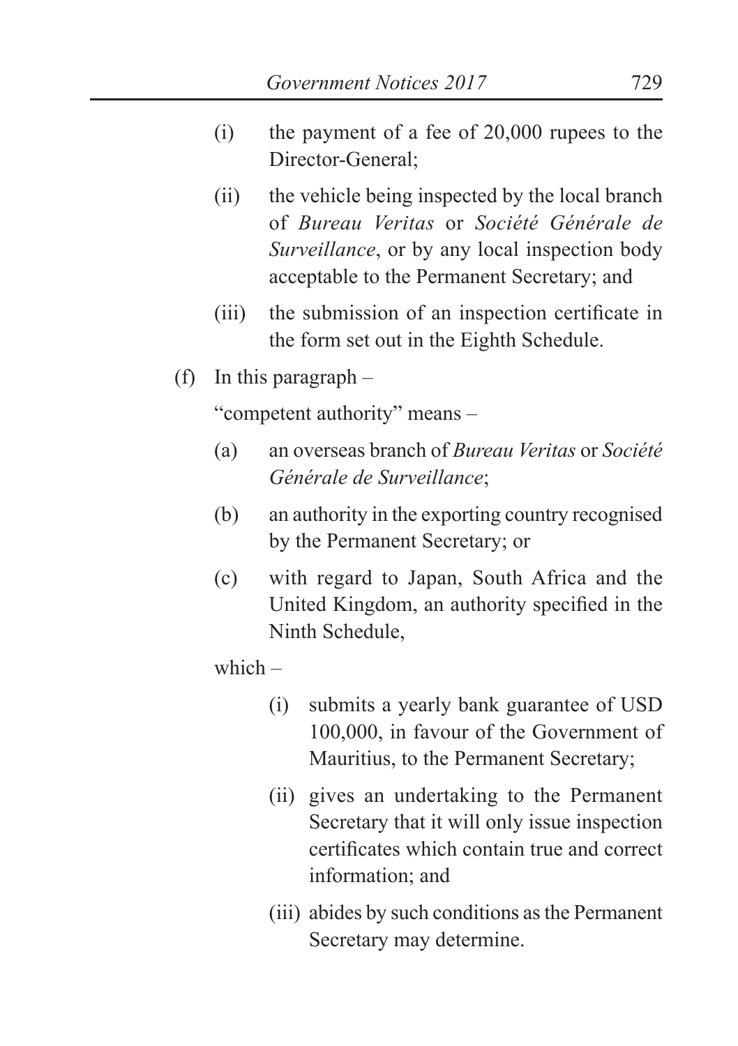(i) the payment of a fee of 20,000 rupees to the Director-General;

(ii) the vehicle being inspected by the local branch of *Bureau Veritas* or *Société Générale de Surveillance*, or by any local inspection body acceptable to the Permanent Secretary; and

(iii) the submission of an inspection certificate in the form set out in the Eighth Schedule.

(f) In this paragraph –

"competent authority" means –

(a) an overseas branch of *Bureau Veritas* or *Société Générale de Surveillance*;

(b) an authority in the exporting country recognised by the Permanent Secretary; or

(c) with regard to Japan, South Africa and the United Kingdom, an authority specified in the Ninth Schedule,

which –

(i) submits a yearly bank guarantee of USD 100,000, in favour of the Government of Mauritius, to the Permanent Secretary;

(ii) gives an undertaking to the Permanent Secretary that it will only issue inspection certificates which contain true and correct information; and

(iii) abides by such conditions as the Permanent Secretary may determine.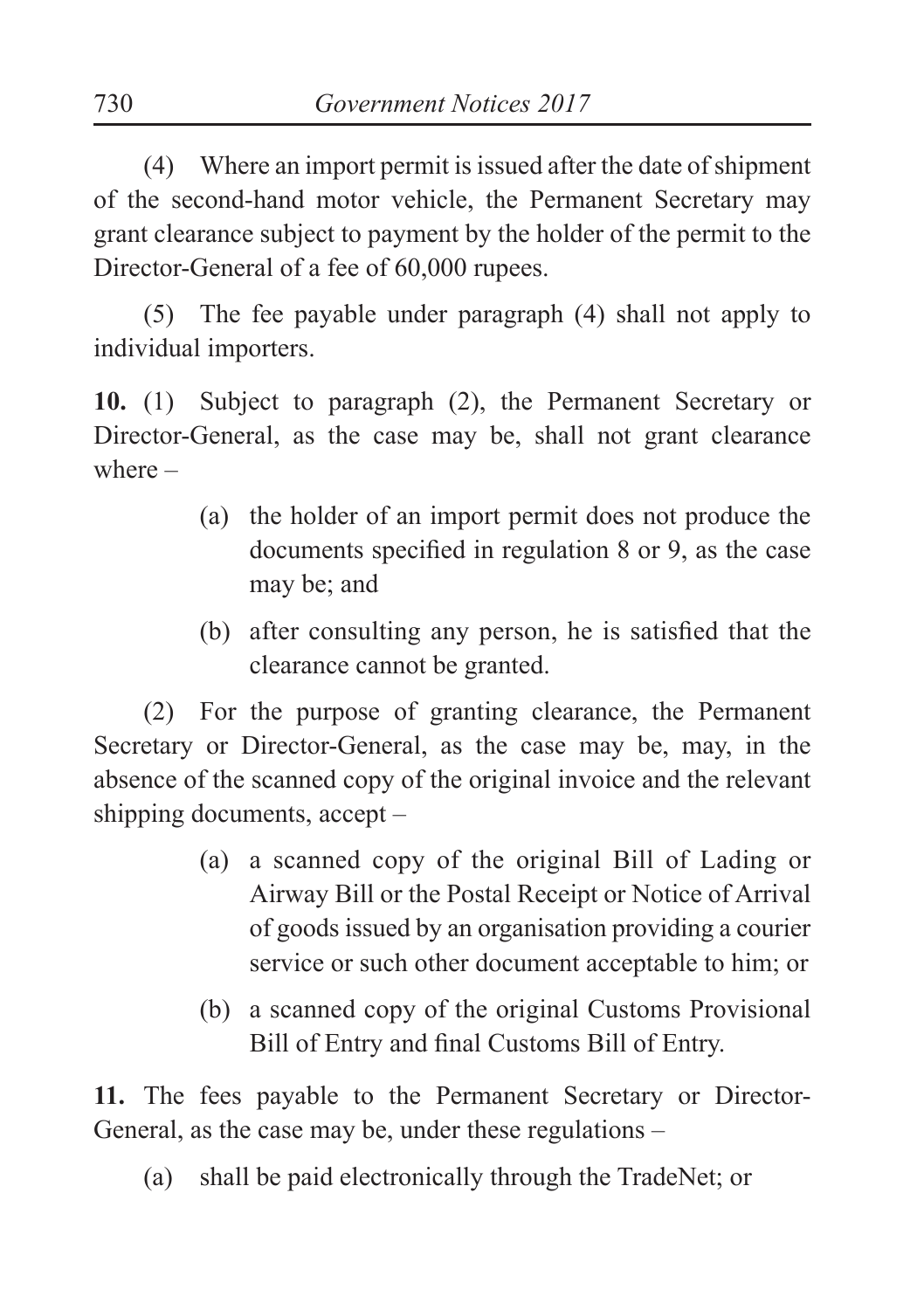(4) Where an import permit is issued after the date of shipment of the second-hand motor vehicle, the Permanent Secretary may grant clearance subject to payment by the holder of the permit to the Director-General of a fee of 60,000 rupees.

(5) The fee payable under paragraph (4) shall not apply to individual importers.

**10.** (1) Subject to paragraph (2), the Permanent Secretary or Director-General, as the case may be, shall not grant clearance where –

(a) the holder of an import permit does not produce the documents specified in regulation 8 or 9, as the case may be; and

(b) after consulting any person, he is satisfied that the clearance cannot be granted.

(2) For the purpose of granting clearance, the Permanent Secretary or Director-General, as the case may be, may, in the absence of the scanned copy of the original invoice and the relevant shipping documents, accept –

(a) a scanned copy of the original Bill of Lading or Airway Bill or the Postal Receipt or Notice of Arrival of goods issued by an organisation providing a courier service or such other document acceptable to him; or

(b) a scanned copy of the original Customs Provisional Bill of Entry and final Customs Bill of Entry.

**11.** The fees payable to the Permanent Secretary or Director-General, as the case may be, under these regulations –

(a) shall be paid electronically through the TradeNet; or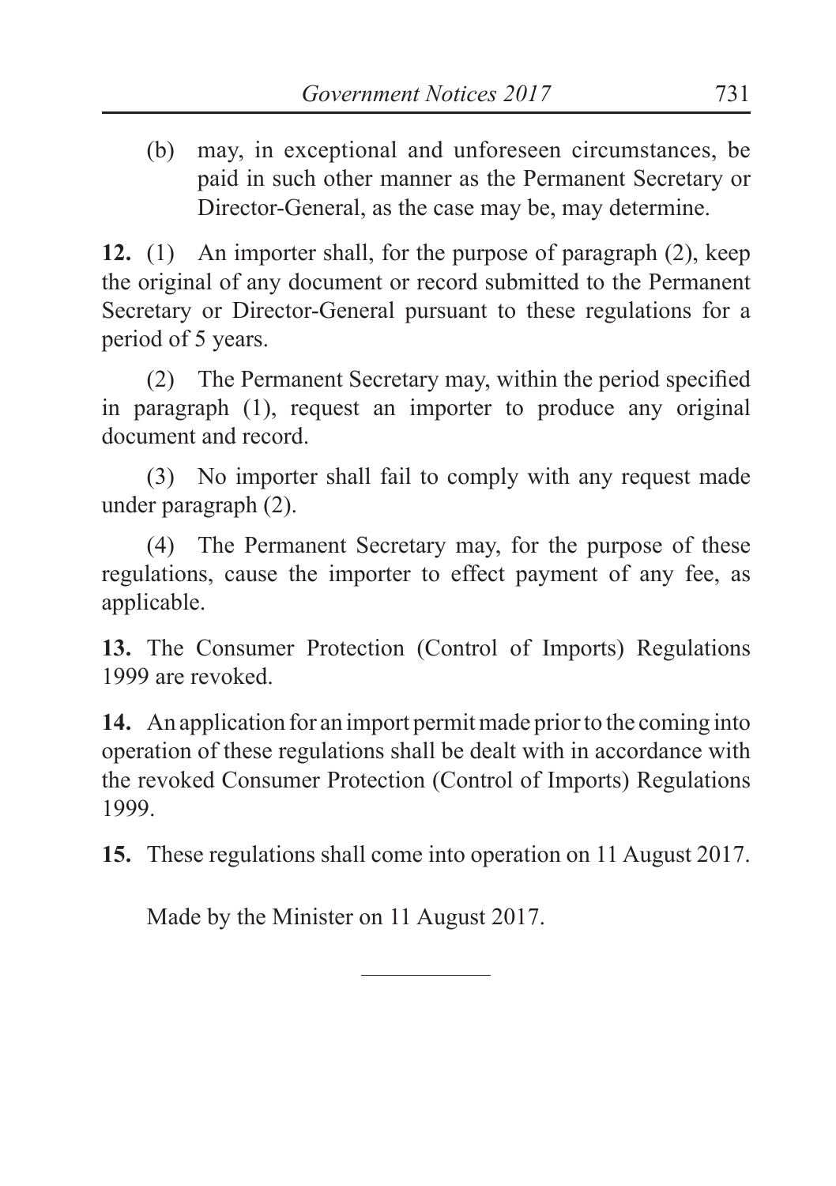(b) may, in exceptional and unforeseen circumstances, be paid in such other manner as the Permanent Secretary or Director-General, as the case may be, may determine.

**12.** (1) An importer shall, for the purpose of paragraph (2), keep the original of any document or record submitted to the Permanent Secretary or Director-General pursuant to these regulations for a period of 5 years.

(2) The Permanent Secretary may, within the period specified in paragraph (1), request an importer to produce any original document and record.

(3) No importer shall fail to comply with any request made under paragraph (2).

(4) The Permanent Secretary may, for the purpose of these regulations, cause the importer to effect payment of any fee, as applicable.

**13.** The Consumer Protection (Control of Imports) Regulations 1999 are revoked.

**14.** An application for an import permit made prior to the coming into operation of these regulations shall be dealt with in accordance with the revoked Consumer Protection (Control of Imports) Regulations 1999.

**15.** These regulations shall come into operation on 11 August 2017.

Made by the Minister on 11 August 2017.

---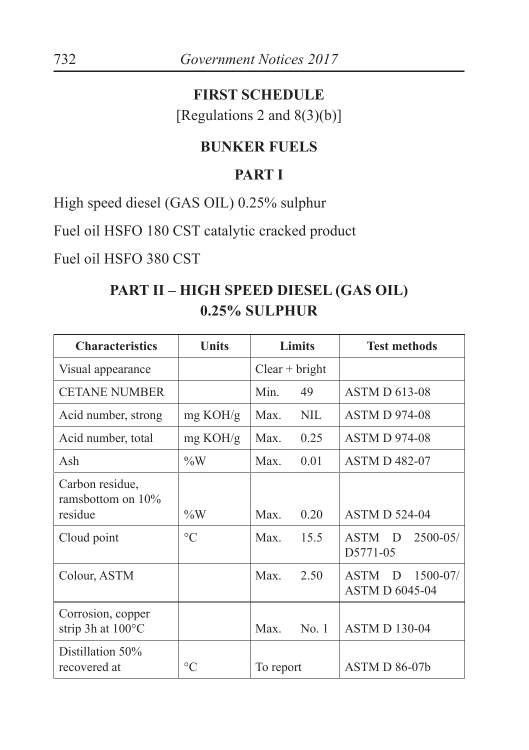## FIRST SCHEDULE

[Regulations 2 and 8(3)(b)]

## BUNKER FUELS

### PART I

High speed diesel (GAS OIL) 0.25% sulphur

Fuel oil HSFO 180 CST catalytic cracked product

Fuel oil HSFO 380 CST

### PART II – HIGH SPEED DIESEL (GAS OIL) 0.25% SULPHUR

| Characteristics | Units | Limits | Test methods |
|---|---|---|---|
| Visual appearance | | Clear + bright | |
| CETANE NUMBER | | Min. 49 | ASTM D 613-08 |
| Acid number, strong | mg KOH/g | Max. NIL | ASTM D 974-08 |
| Acid number, total | mg KOH/g | Max. 0.25 | ASTM D 974-08 |
| Ash | %W | Max. 0.01 | ASTM D 482-07 |
| Carbon residue, ramsbottom on 10% residue | %W | Max. 0.20 | ASTM D 524-04 |
| Cloud point | °C | Max. 15.5 | ASTM D 2500-05/ D5771-05 |
| Colour, ASTM | | Max. 2.50 | ASTM D 1500-07/ ASTM D 6045-04 |
| Corrosion, copper strip 3h at 100°C | | Max. No. 1 | ASTM D 130-04 |
| Distillation 50% recovered at | °C | To report | ASTM D 86-07b |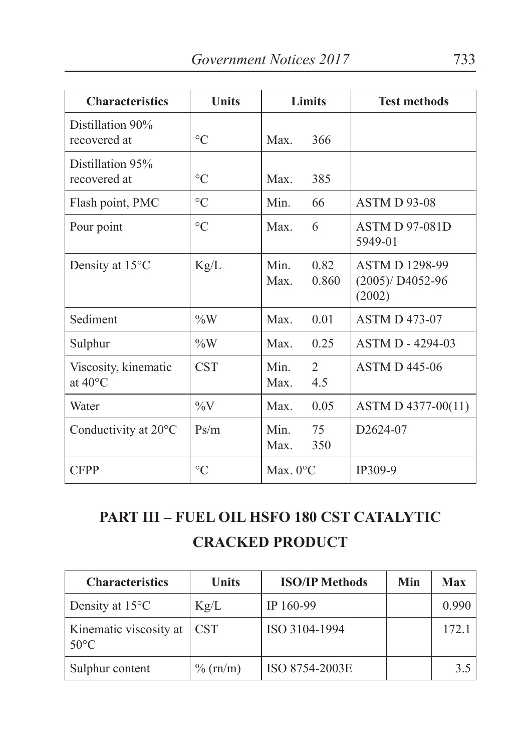| Characteristics | Units | Limits | Test methods |
|---|---|---|---|
| Distillation 90% recovered at | °C | Max. 366 | |
| Distillation 95% recovered at | °C | Max. 385 | |
| Flash point, PMC | °C | Min. 66 | ASTM D 93-08 |
| Pour point | °C | Max. 6 | ASTM D 97-081D 5949-01 |
| Density at 15°C | Kg/L | Min. 0.82<br>Max. 0.860 | ASTM D 1298-99 (2005)/ D4052-96 (2002) |
| Sediment | %W | Max. 0.01 | ASTM D 473-07 |
| Sulphur | %W | Max. 0.25 | ASTM D - 4294-03 |
| Viscosity, kinematic at 40°C | CST | Min. 2<br>Max. 4.5 | ASTM D 445-06 |
| Water | %V | Max. 0.05 | ASTM D 4377-00(11) |
| Conductivity at 20°C | Ps/m | Min. 75<br>Max. 350 | D2624-07 |
| CFPP | °C | Max. 0°C | IP309-9 |

## PART III – FUEL OIL HSFO 180 CST CATALYTIC CRACKED PRODUCT

| Characteristics | Units | ISO/IP Methods | Min | Max |
|---|---|---|---|---|
| Density at 15°C | Kg/L | IP 160-99 | | 0.990 |
| Kinematic viscosity at 50°C | CST | ISO 3104-1994 | | 172.1 |
| Sulphur content | % (rn/m) | ISO 8754-2003E | | 3.5 |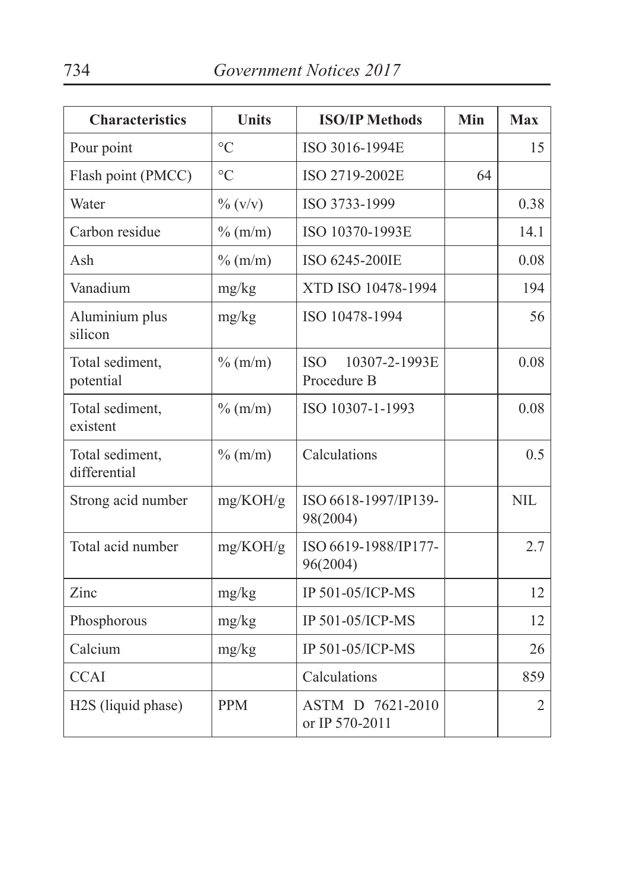| Characteristics | Units | ISO/IP Methods | Min | Max |
|---|---|---|---|---|
| Pour point | °C | ISO 3016-1994E | | 15 |
| Flash point (PMCC) | °C | ISO 2719-2002E | 64 | |
| Water | % (v/v) | ISO 3733-1999 | | 0.38 |
| Carbon residue | % (m/m) | ISO 10370-1993E | | 14.1 |
| Ash | % (m/m) | ISO 6245-200IE | | 0.08 |
| Vanadium | mg/kg | XTD ISO 10478-1994 | | 194 |
| Aluminium plus silicon | mg/kg | ISO 10478-1994 | | 56 |
| Total sediment, potential | % (m/m) | ISO 10307-2-1993E Procedure B | | 0.08 |
| Total sediment, existent | % (m/m) | ISO 10307-1-1993 | | 0.08 |
| Total sediment, differential | % (m/m) | Calculations | | 0.5 |
| Strong acid number | mg/KOH/g | ISO 6618-1997/IP139-98(2004) | | NIL |
| Total acid number | mg/KOH/g | ISO 6619-1988/IP177-96(2004) | | 2.7 |
| Zinc | mg/kg | IP 501-05/ICP-MS | | 12 |
| Phosphorous | mg/kg | IP 501-05/ICP-MS | | 12 |
| Calcium | mg/kg | IP 501-05/ICP-MS | | 26 |
| CCAI | | Calculations | | 859 |
| $H_2S$ (liquid phase) | PPM | ASTM D 7621-2010 or IP 570-2011 | | 2 |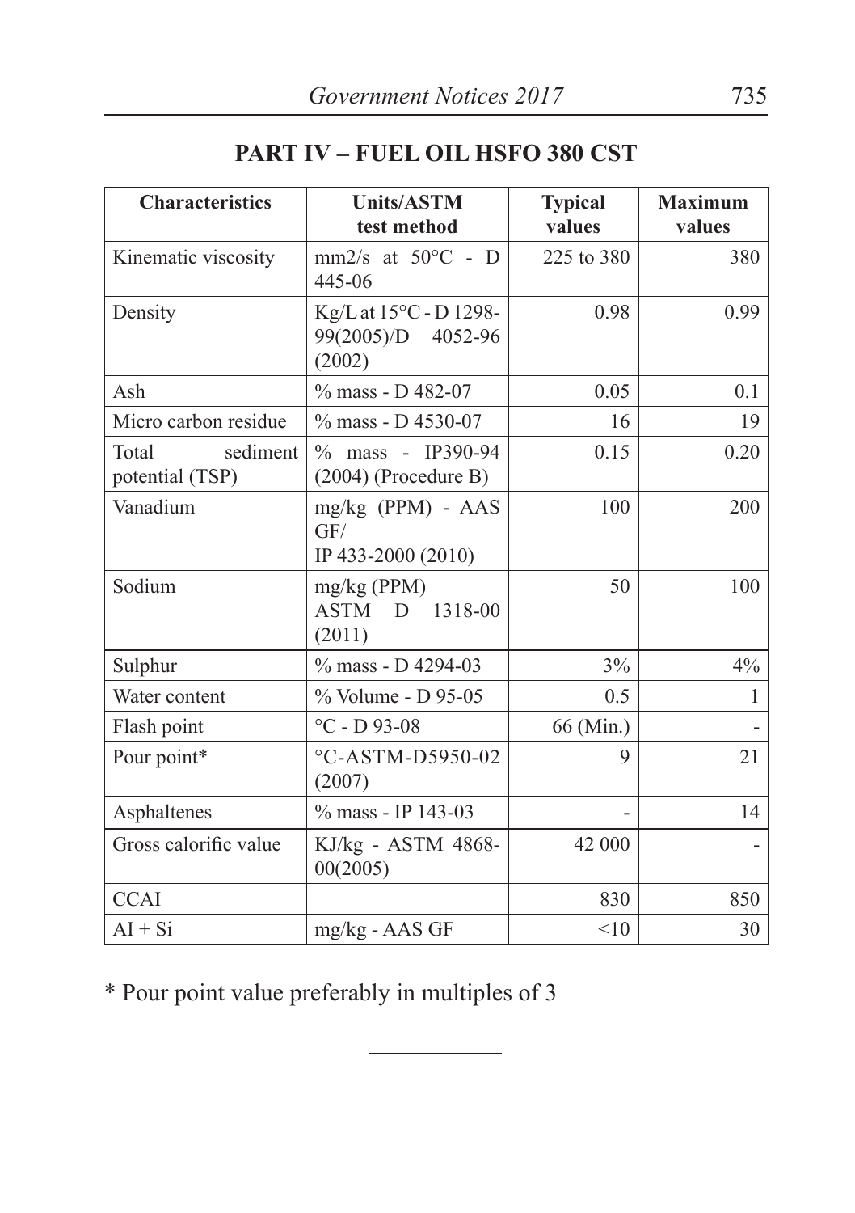## PART IV – FUEL OIL HSFO 380 CST

| Characteristics | Units/ASTM test method | Typical values | Maximum values |
| --- | --- | --- | --- |
| Kinematic viscosity | mm2/s at 50°C - D 445-06 | 225 to 380 | 380 |
| Density | Kg/L at 15°C - D 1298-99(2005)/D 4052-96 (2002) | 0.98 | 0.99 |
| Ash | % mass - D 482-07 | 0.05 | 0.1 |
| Micro carbon residue | % mass - D 4530-07 | 16 | 19 |
| Total sediment potential (TSP) | % mass - IP390-94 (2004) (Procedure B) | 0.15 | 0.20 |
| Vanadium | mg/kg (PPM) - AAS GF/ IP 433-2000 (2010) | 100 | 200 |
| Sodium | mg/kg (PPM) ASTM D 1318-00 (2011) | 50 | 100 |
| Sulphur | % mass - D 4294-03 | 3% | 4% |
| Water content | % Volume - D 95-05 | 0.5 | 1 |
| Flash point | °C - D 93-08 | 66 (Min.) | - |
| Pour point* | °C-ASTM-D5950-02 (2007) | 9 | 21 |
| Asphaltenes | % mass - IP 143-03 | - | 14 |
| Gross calorific value | KJ/kg - ASTM 4868-00(2005) | 42 000 | - |
| CCAI | | 830 | 850 |
| AI + Si | mg/kg - AAS GF | <10 | 30 |

* Pour point value preferably in multiples of 3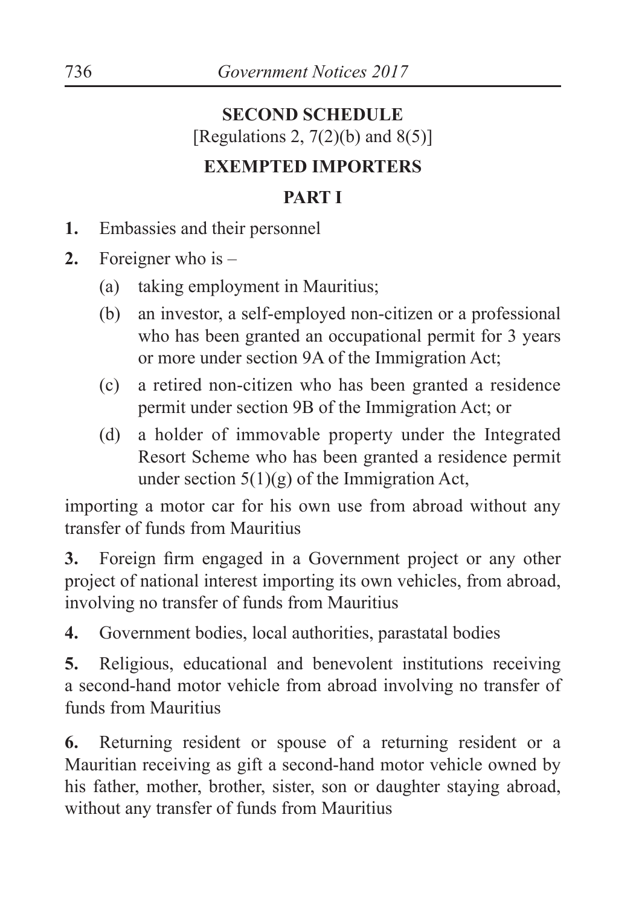## SECOND SCHEDULE

[Regulations 2, 7(2)(b) and 8(5)]

## EXEMPTED IMPORTERS

### PART I

**1.** Embassies and their personnel

**2.** Foreigner who is –

(a) taking employment in Mauritius;

(b) an investor, a self-employed non-citizen or a professional who has been granted an occupational permit for 3 years or more under section 9A of the Immigration Act;

(c) a retired non-citizen who has been granted a residence permit under section 9B of the Immigration Act; or

(d) a holder of immovable property under the Integrated Resort Scheme who has been granted a residence permit under section 5(1)(g) of the Immigration Act,

importing a motor car for his own use from abroad without any transfer of funds from Mauritius

**3.** Foreign firm engaged in a Government project or any other project of national interest importing its own vehicles, from abroad, involving no transfer of funds from Mauritius

**4.** Government bodies, local authorities, parastatal bodies

**5.** Religious, educational and benevolent institutions receiving a second-hand motor vehicle from abroad involving no transfer of funds from Mauritius

**6.** Returning resident or spouse of a returning resident or a Mauritian receiving as gift a second-hand motor vehicle owned by his father, mother, brother, sister, son or daughter staying abroad, without any transfer of funds from Mauritius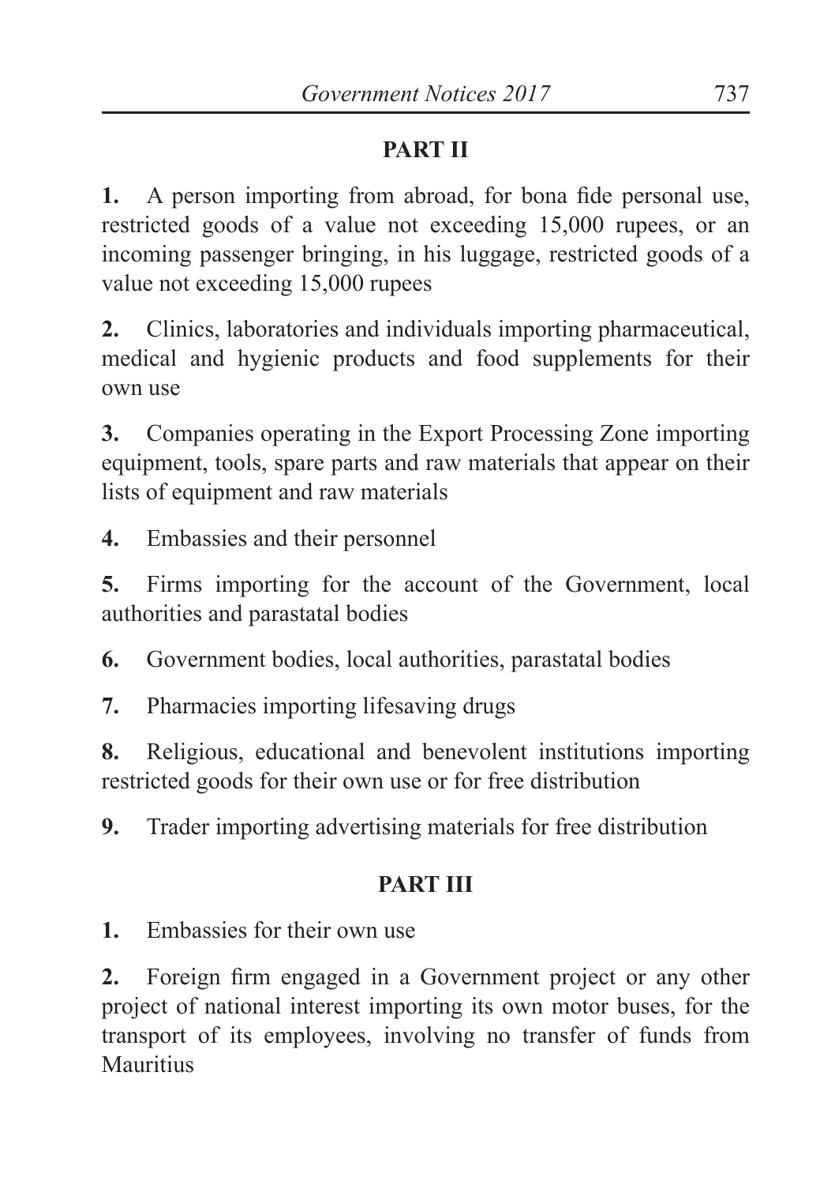## PART II

**1.** A person importing from abroad, for bona fide personal use, restricted goods of a value not exceeding 15,000 rupees, or an incoming passenger bringing, in his luggage, restricted goods of a value not exceeding 15,000 rupees

**2.** Clinics, laboratories and individuals importing pharmaceutical, medical and hygienic products and food supplements for their own use

**3.** Companies operating in the Export Processing Zone importing equipment, tools, spare parts and raw materials that appear on their lists of equipment and raw materials

**4.** Embassies and their personnel

**5.** Firms importing for the account of the Government, local authorities and parastatal bodies

**6.** Government bodies, local authorities, parastatal bodies

**7.** Pharmacies importing lifesaving drugs

**8.** Religious, educational and benevolent institutions importing restricted goods for their own use or for free distribution

**9.** Trader importing advertising materials for free distribution

## PART III

**1.** Embassies for their own use

**2.** Foreign firm engaged in a Government project or any other project of national interest importing its own motor buses, for the transport of its employees, involving no transfer of funds from Mauritius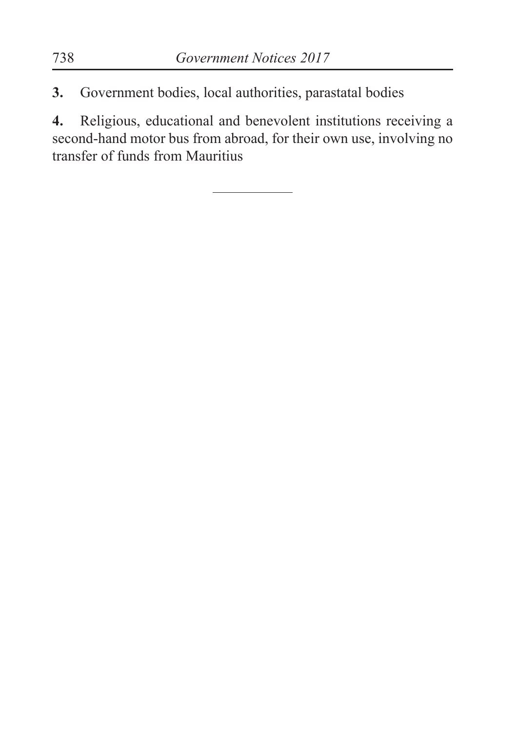**3.** Government bodies, local authorities, parastatal bodies

**4.** Religious, educational and benevolent institutions receiving a second-hand motor bus from abroad, for their own use, involving no transfer of funds from Mauritius

---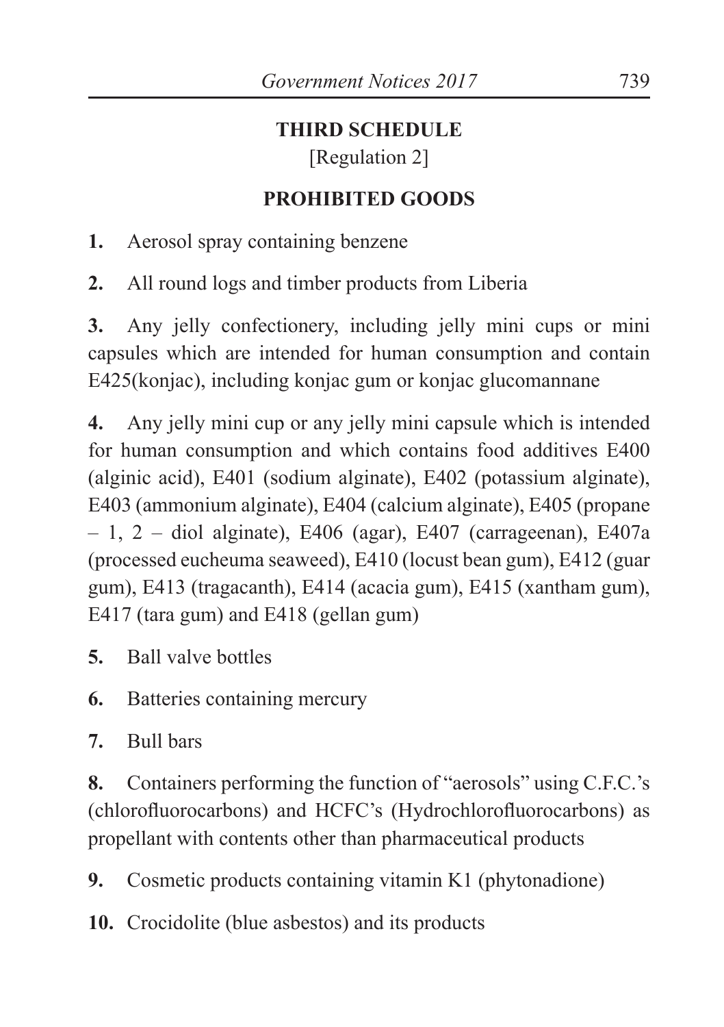## THIRD SCHEDULE

[Regulation 2]

## PROHIBITED GOODS

**1.** Aerosol spray containing benzene

**2.** All round logs and timber products from Liberia

**3.** Any jelly confectionery, including jelly mini cups or mini capsules which are intended for human consumption and contain E425(konjac), including konjac gum or konjac glucomannane

**4.** Any jelly mini cup or any jelly mini capsule which is intended for human consumption and which contains food additives E400 (alginic acid), E401 (sodium alginate), E402 (potassium alginate), E403 (ammonium alginate), E404 (calcium alginate), E405 (propane – 1, 2 – diol alginate), E406 (agar), E407 (carrageenan), E407a (processed eucheuma seaweed), E410 (locust bean gum), E412 (guar gum), E413 (tragacanth), E414 (acacia gum), E415 (xantham gum), E417 (tara gum) and E418 (gellan gum)

**5.** Ball valve bottles

**6.** Batteries containing mercury

**7.** Bull bars

**8.** Containers performing the function of "aerosols" using C.F.C.'s (chlorofluorocarbons) and HCFC's (Hydrochlorofluorocarbons) as propellant with contents other than pharmaceutical products

**9.** Cosmetic products containing vitamin K1 (phytonadione)

**10.** Crocidolite (blue asbestos) and its products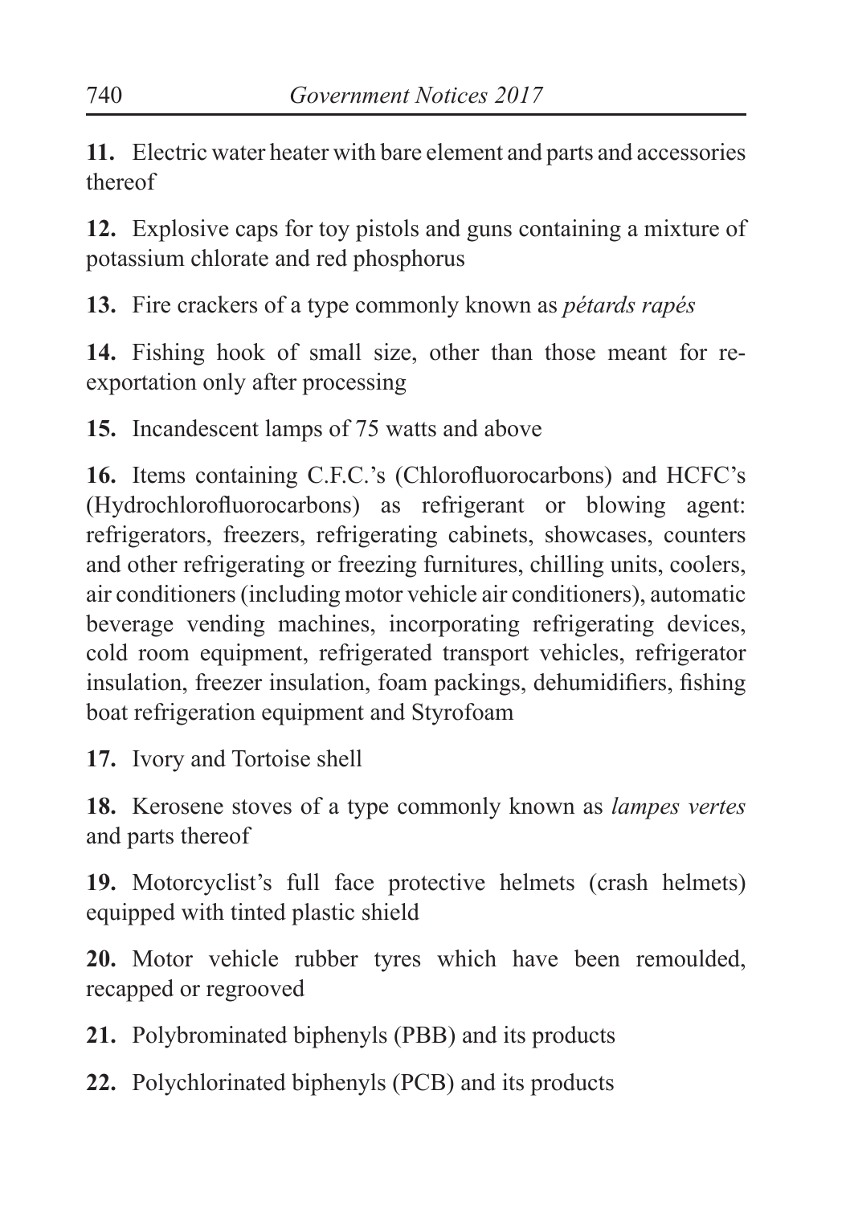**11.** Electric water heater with bare element and parts and accessories thereof

**12.** Explosive caps for toy pistols and guns containing a mixture of potassium chlorate and red phosphorus

**13.** Fire crackers of a type commonly known as *pétards rapés*

**14.** Fishing hook of small size, other than those meant for re-exportation only after processing

**15.** Incandescent lamps of 75 watts and above

**16.** Items containing C.F.C.'s (Chlorofluorocarbons) and HCFC's (Hydrochlorofluorocarbons) as refrigerant or blowing agent: refrigerators, freezers, refrigerating cabinets, showcases, counters and other refrigerating or freezing furnitures, chilling units, coolers, air conditioners (including motor vehicle air conditioners), automatic beverage vending machines, incorporating refrigerating devices, cold room equipment, refrigerated transport vehicles, refrigerator insulation, freezer insulation, foam packings, dehumidifiers, fishing boat refrigeration equipment and Styrofoam

**17.** Ivory and Tortoise shell

**18.** Kerosene stoves of a type commonly known as *lampes vertes* and parts thereof

**19.** Motorcyclist's full face protective helmets (crash helmets) equipped with tinted plastic shield

**20.** Motor vehicle rubber tyres which have been remoulded, recapped or regrooved

**21.** Polybrominated biphenyls (PBB) and its products

**22.** Polychlorinated biphenyls (PCB) and its products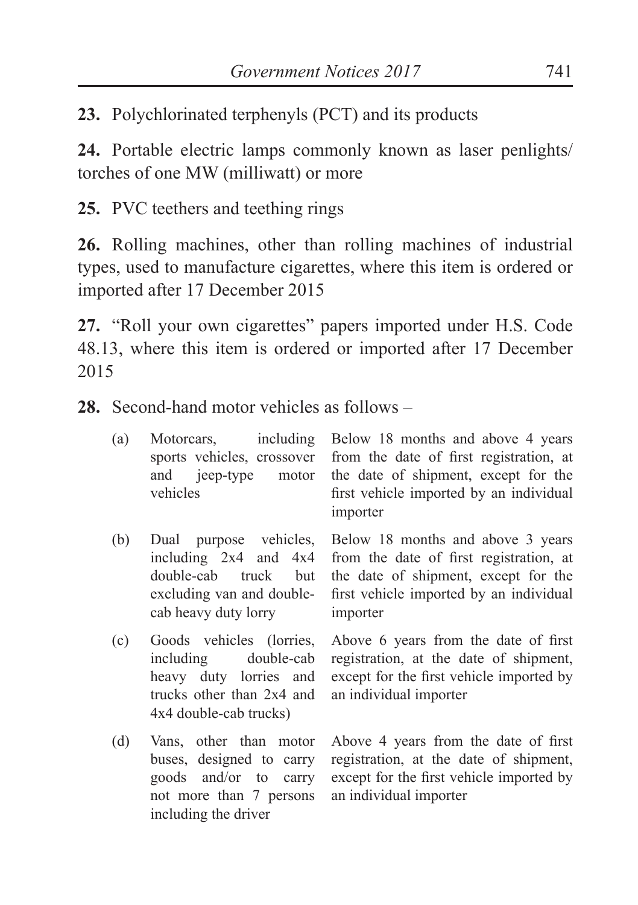**23.** Polychlorinated terphenyls (PCT) and its products

**24.** Portable electric lamps commonly known as laser penlights/ torches of one MW (milliwatt) or more

**25.** PVC teethers and teething rings

**26.** Rolling machines, other than rolling machines of industrial types, used to manufacture cigarettes, where this item is ordered or imported after 17 December 2015

**27.** "Roll your own cigarettes" papers imported under H.S. Code 48.13, where this item is ordered or imported after 17 December 2015

**28.** Second-hand motor vehicles as follows –

| | | |
|---|---|---|
| (a) | Motorcars, including sports vehicles, crossover and jeep-type motor vehicles | Below 18 months and above 4 years from the date of first registration, at the date of shipment, except for the first vehicle imported by an individual importer |
| (b) | Dual purpose vehicles, including 2x4 and 4x4 double-cab truck but excluding van and double-cab heavy duty lorry | Below 18 months and above 3 years from the date of first registration, at the date of shipment, except for the first vehicle imported by an individual importer |
| (c) | Goods vehicles (lorries, including double-cab heavy duty lorries and trucks other than 2x4 and 4x4 double-cab trucks) | Above 6 years from the date of first registration, at the date of shipment, except for the first vehicle imported by an individual importer |
| (d) | Vans, other than motor buses, designed to carry goods and/or to carry not more than 7 persons including the driver | Above 4 years from the date of first registration, at the date of shipment, except for the first vehicle imported by an individual importer |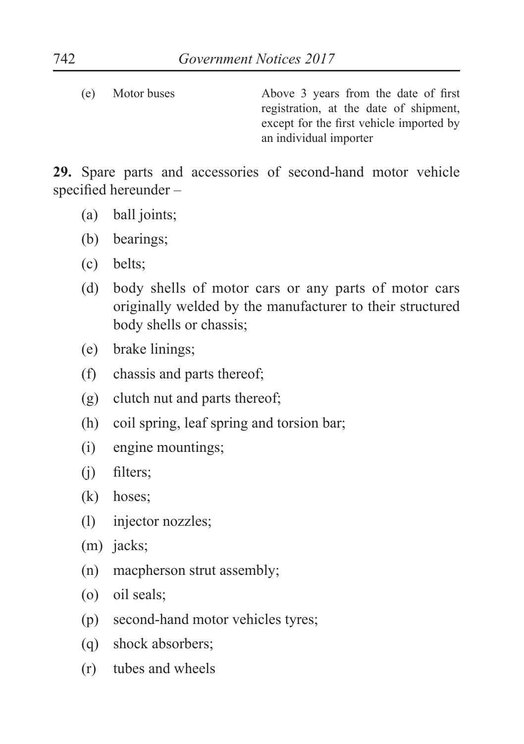| | | |
|---|---|---|
| (e) | Motor buses | Above 3 years from the date of first registration, at the date of shipment, except for the first vehicle imported by an individual importer |

**29.** Spare parts and accessories of second-hand motor vehicle specified hereunder –

(a) ball joints;

(b) bearings;

(c) belts;

(d) body shells of motor cars or any parts of motor cars originally welded by the manufacturer to their structured body shells or chassis;

(e) brake linings;

(f) chassis and parts thereof;

(g) clutch nut and parts thereof;

(h) coil spring, leaf spring and torsion bar;

(i) engine mountings;

(j) filters;

(k) hoses;

(l) injector nozzles;

(m) jacks;

(n) macpherson strut assembly;

(o) oil seals;

(p) second-hand motor vehicles tyres;

(q) shock absorbers;

(r) tubes and wheels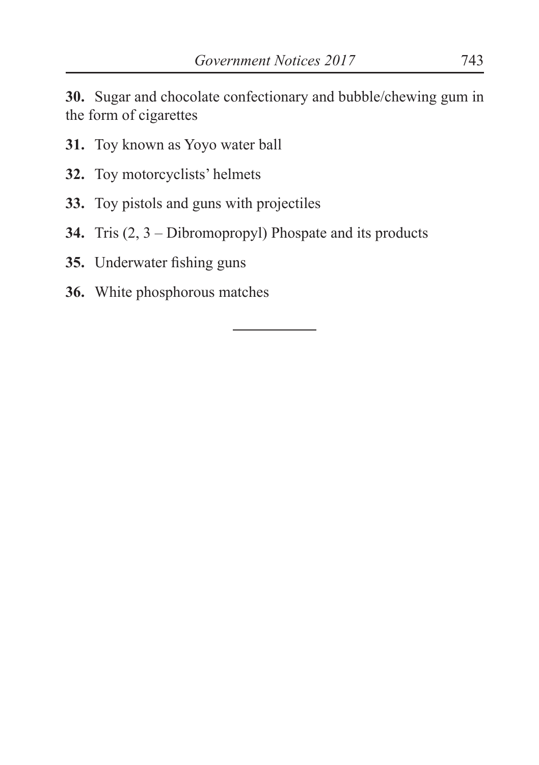**30.** Sugar and chocolate confectionary and bubble/chewing gum in the form of cigarettes

**31.** Toy known as Yoyo water ball

**32.** Toy motorcyclists' helmets

**33.** Toy pistols and guns with projectiles

**34.** Tris (2, 3 – Dibromopropyl) Phospate and its products

**35.** Underwater fishing guns

**36.** White phosphorous matches

---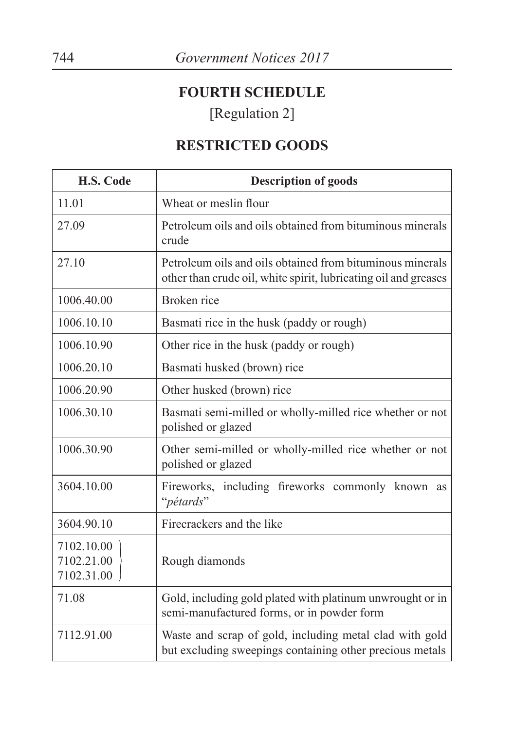## FOURTH SCHEDULE

[Regulation 2]

## RESTRICTED GOODS

| H.S. Code | Description of goods |
|---|---|
| 11.01 | Wheat or meslin flour |
| 27.09 | Petroleum oils and oils obtained from bituminous minerals crude |
| 27.10 | Petroleum oils and oils obtained from bituminous minerals other than crude oil, white spirit, lubricating oil and greases |
| 1006.40.00 | Broken rice |
| 1006.10.10 | Basmati rice in the husk (paddy or rough) |
| 1006.10.90 | Other rice in the husk (paddy or rough) |
| 1006.20.10 | Basmati husked (brown) rice |
| 1006.20.90 | Other husked (brown) rice |
| 1006.30.10 | Basmati semi-milled or wholly-milled rice whether or not polished or glazed |
| 1006.30.90 | Other semi-milled or wholly-milled rice whether or not polished or glazed |
| 3604.10.00 | Fireworks, including fireworks commonly known as "*pétards*" |
| 3604.90.10 | Firecrackers and the like |
| 7102.10.00<br>7102.21.00<br>7102.31.00 | Rough diamonds |
| 71.08 | Gold, including gold plated with platinum unwrought or in semi-manufactured forms, or in powder form |
| 7112.91.00 | Waste and scrap of gold, including metal clad with gold but excluding sweepings containing other precious metals |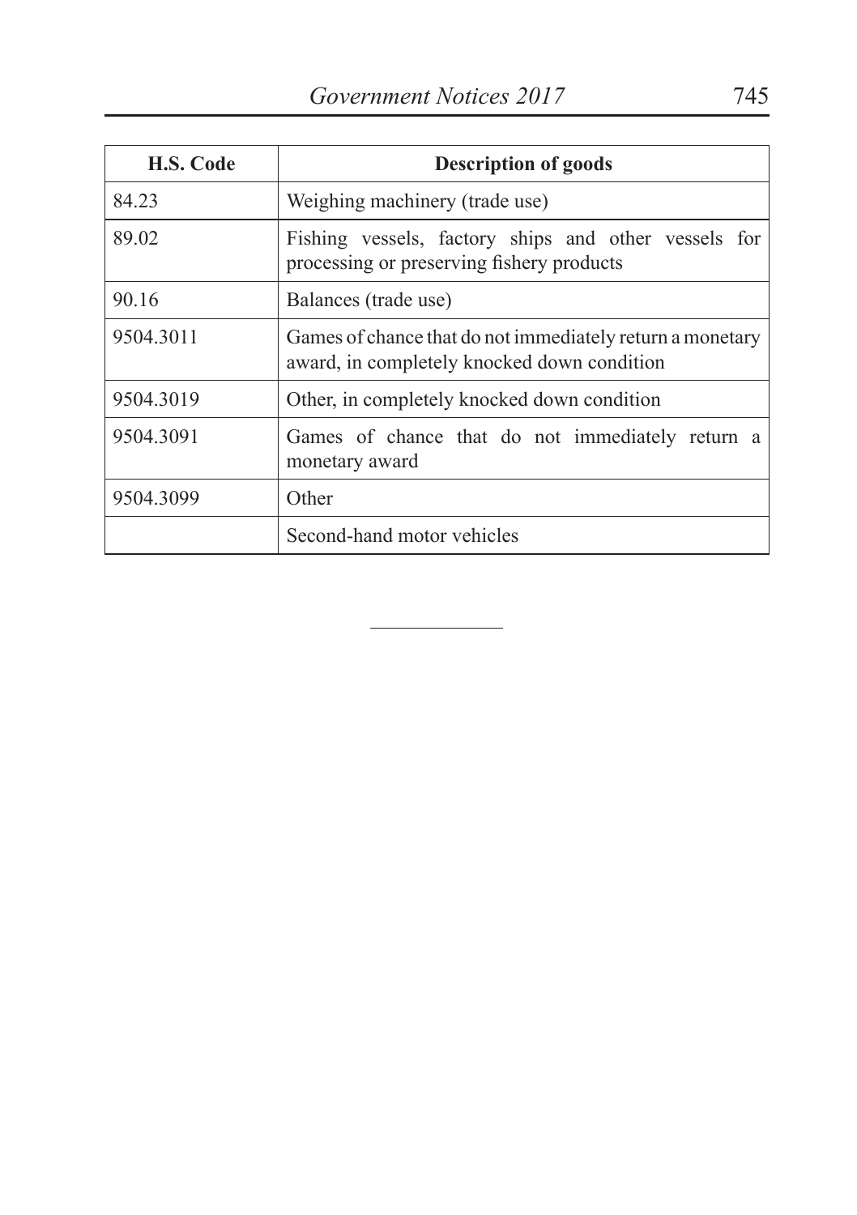| H.S. Code | Description of goods |
| --- | --- |
| 84.23 | Weighing machinery (trade use) |
| 89.02 | Fishing vessels, factory ships and other vessels for processing or preserving fishery products |
| 90.16 | Balances (trade use) |
| 9504.3011 | Games of chance that do not immediately return a monetary award, in completely knocked down condition |
| 9504.3019 | Other, in completely knocked down condition |
| 9504.3091 | Games of chance that do not immediately return a monetary award |
| 9504.3099 | Other |
| | Second-hand motor vehicles |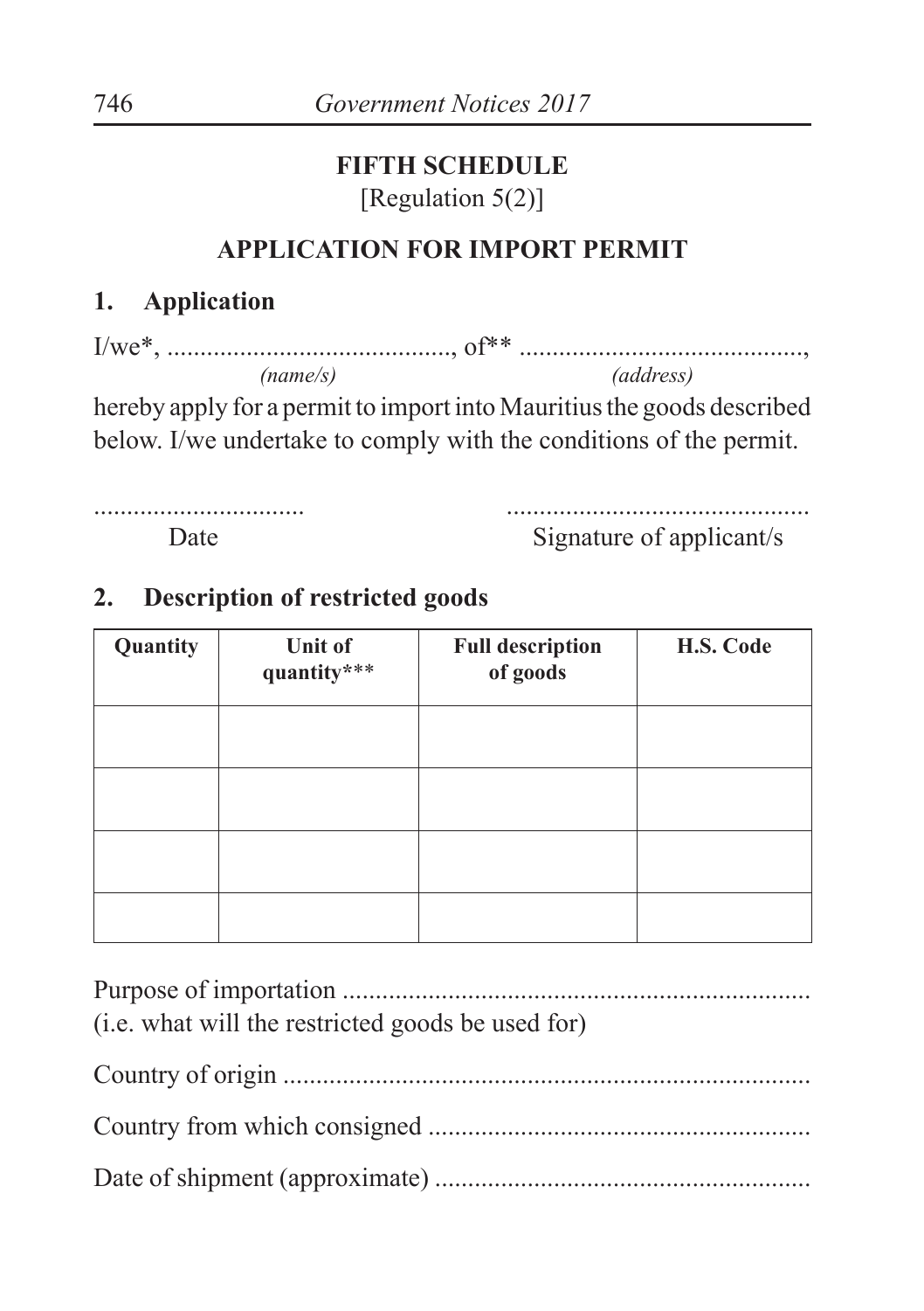## FIFTH SCHEDULE

[Regulation 5(2)]

## APPLICATION FOR IMPORT PERMIT

### 1. Application

I/we*, .........................................., of** ..........................................,
*(name/s)* *(address)*

hereby apply for a permit to import into Mauritius the goods described below. I/we undertake to comply with the conditions of the permit.

................................ .............................................
Date Signature of applicant/s

### 2. Description of restricted goods

| Quantity | Unit of quantity*** | Full description of goods | H.S. Code |
|---|---|---|---|
| | | | |
| | | | |
| | | | |
| | | | |

Purpose of importation .......................................................................
(i.e. what will the restricted goods be used for)

Country of origin ..............................................................................

Country from which consigned ..........................................................

Date of shipment (approximate) .........................................................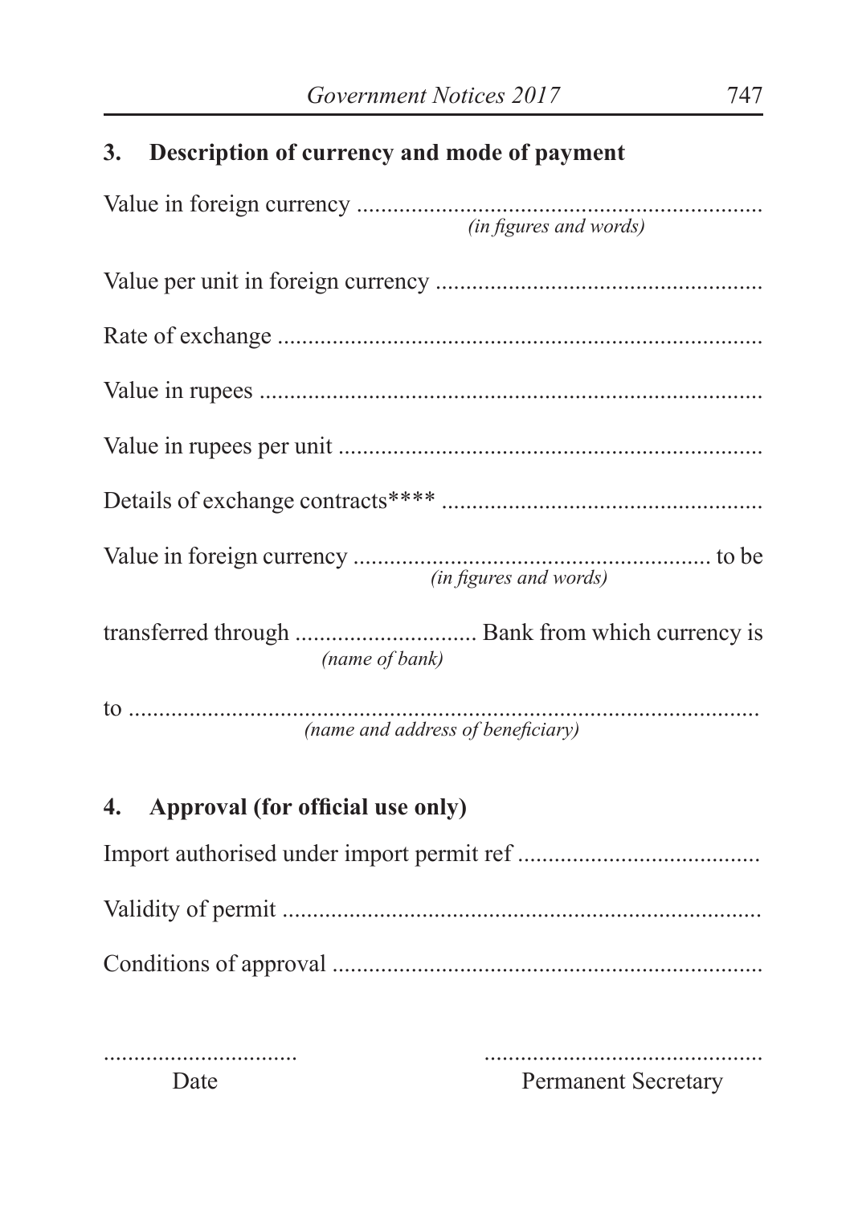## 3. Description of currency and mode of payment

Value in foreign currency ....................................................................
*(in figures and words)*

Value per unit in foreign currency .......................................................

Rate of exchange ..................................................................................

Value in rupees .....................................................................................

Value in rupees per unit ........................................................................

Details of exchange contracts**** ........................................................

Value in foreign currency ........................................................... to be
*(in figures and words)*

transferred through .............................. Bank from which currency is
*(name of bank)*

to ............................................................................................
*(name and address of beneficiary)*

## 4. Approval (for official use only)

Import authorised under import permit ref .......................................

Validity of permit ................................................................................

Conditions of approval ........................................................................

................................ ..............................................

Date Permanent Secretary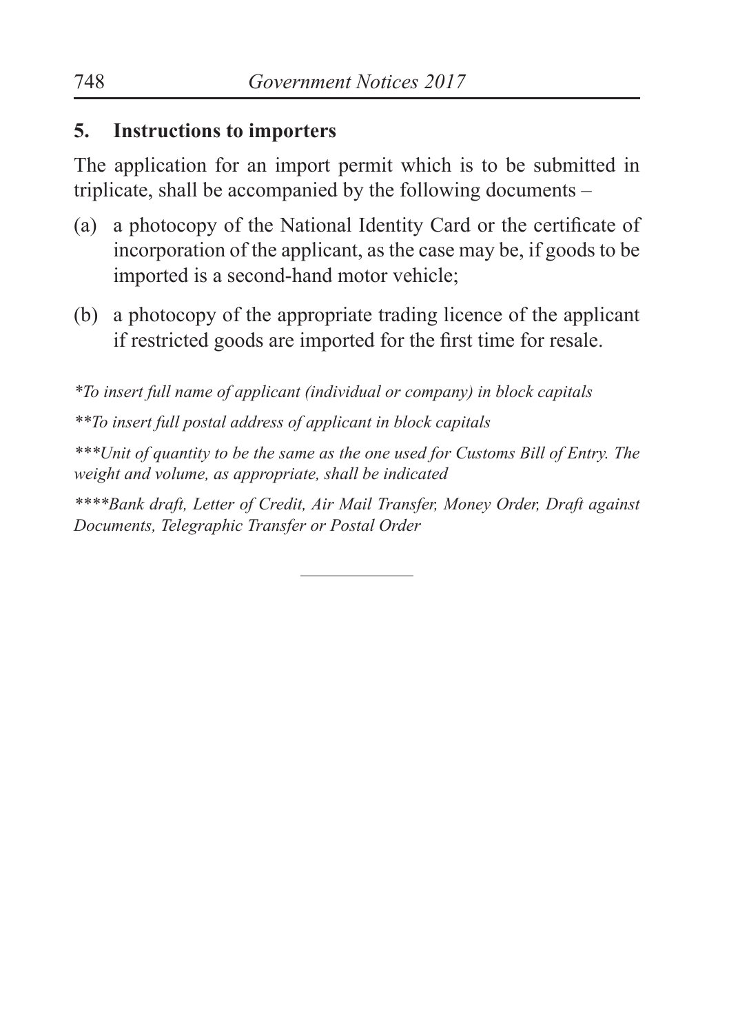## 5. Instructions to importers

The application for an import permit which is to be submitted in triplicate, shall be accompanied by the following documents –

(a) a photocopy of the National Identity Card or the certificate of incorporation of the applicant, as the case may be, if goods to be imported is a second-hand motor vehicle;

(b) a photocopy of the appropriate trading licence of the applicant if restricted goods are imported for the first time for resale.

*\*To insert full name of applicant (individual or company) in block capitals*

*\*\*To insert full postal address of applicant in block capitals*

*\*\*\*Unit of quantity to be the same as the one used for Customs Bill of Entry. The weight and volume, as appropriate, shall be indicated*

*\*\*\*\*Bank draft, Letter of Credit, Air Mail Transfer, Money Order, Draft against Documents, Telegraphic Transfer or Postal Order*

---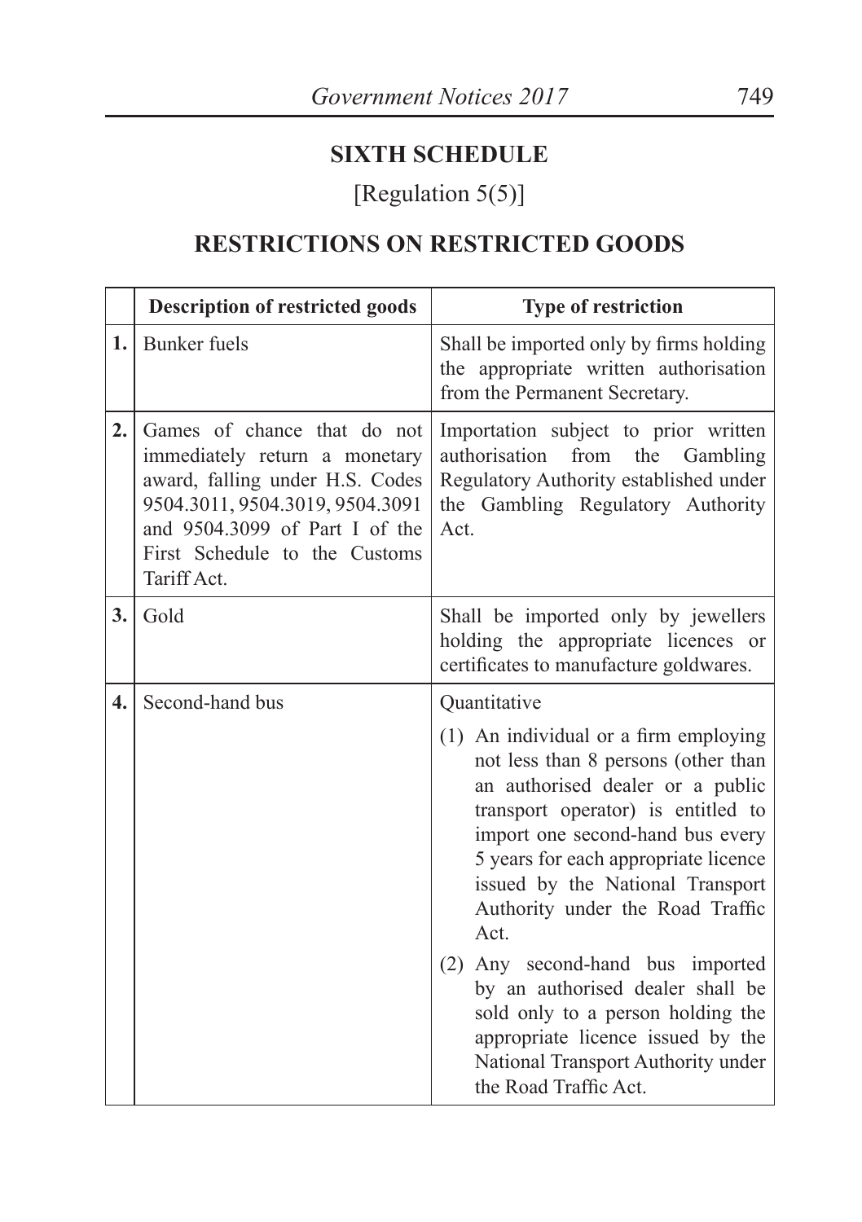## SIXTH SCHEDULE

[Regulation 5(5)]

## RESTRICTIONS ON RESTRICTED GOODS

| | Description of restricted goods | Type of restriction |
|---|---|---|
| 1. | Bunker fuels | Shall be imported only by firms holding the appropriate written authorisation from the Permanent Secretary. |
| 2. | Games of chance that do not immediately return a monetary award, falling under H.S. Codes 9504.3011, 9504.3019, 9504.3091 and 9504.3099 of Part I of the First Schedule to the Customs Tariff Act. | Importation subject to prior written authorisation from the Gambling Regulatory Authority established under the Gambling Regulatory Authority Act. |
| 3. | Gold | Shall be imported only by jewellers holding the appropriate licences or certificates to manufacture goldwares. |
| 4. | Second-hand bus | Quantitative<br>(1) An individual or a firm employing not less than 8 persons (other than an authorised dealer or a public transport operator) is entitled to import one second-hand bus every 5 years for each appropriate licence issued by the National Transport Authority under the Road Traffic Act.<br>(2) Any second-hand bus imported by an authorised dealer shall be sold only to a person holding the appropriate licence issued by the National Transport Authority under the Road Traffic Act. |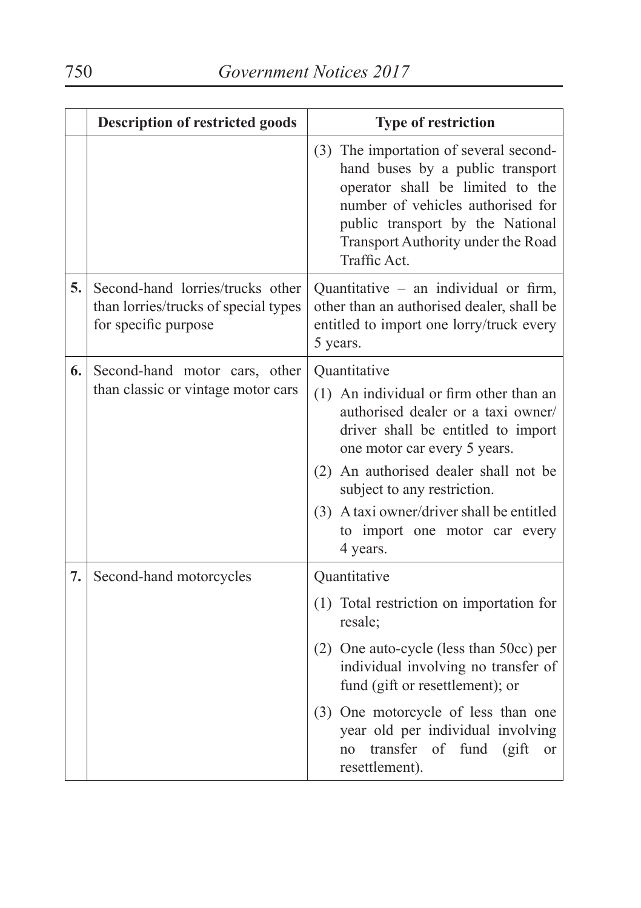| | Description of restricted goods | Type of restriction |
|---|---|---|
| | | (3) The importation of several second-hand buses by a public transport operator shall be limited to the number of vehicles authorised for public transport by the National Transport Authority under the Road Traffic Act. |
| **5.** | Second-hand lorries/trucks other than lorries/trucks of special types for specific purpose | Quantitative – an individual or firm, other than an authorised dealer, shall be entitled to import one lorry/truck every 5 years. |
| **6.** | Second-hand motor cars, other than classic or vintage motor cars | Quantitative<br>(1) An individual or firm other than an authorised dealer or a taxi owner/driver shall be entitled to import one motor car every 5 years.<br>(2) An authorised dealer shall not be subject to any restriction.<br>(3) A taxi owner/driver shall be entitled to import one motor car every 4 years. |
| **7.** | Second-hand motorcycles | Quantitative<br>(1) Total restriction on importation for resale;<br>(2) One auto-cycle (less than 50cc) per individual involving no transfer of fund (gift or resettlement); or<br>(3) One motorcycle of less than one year old per individual involving no transfer of fund (gift or resettlement). |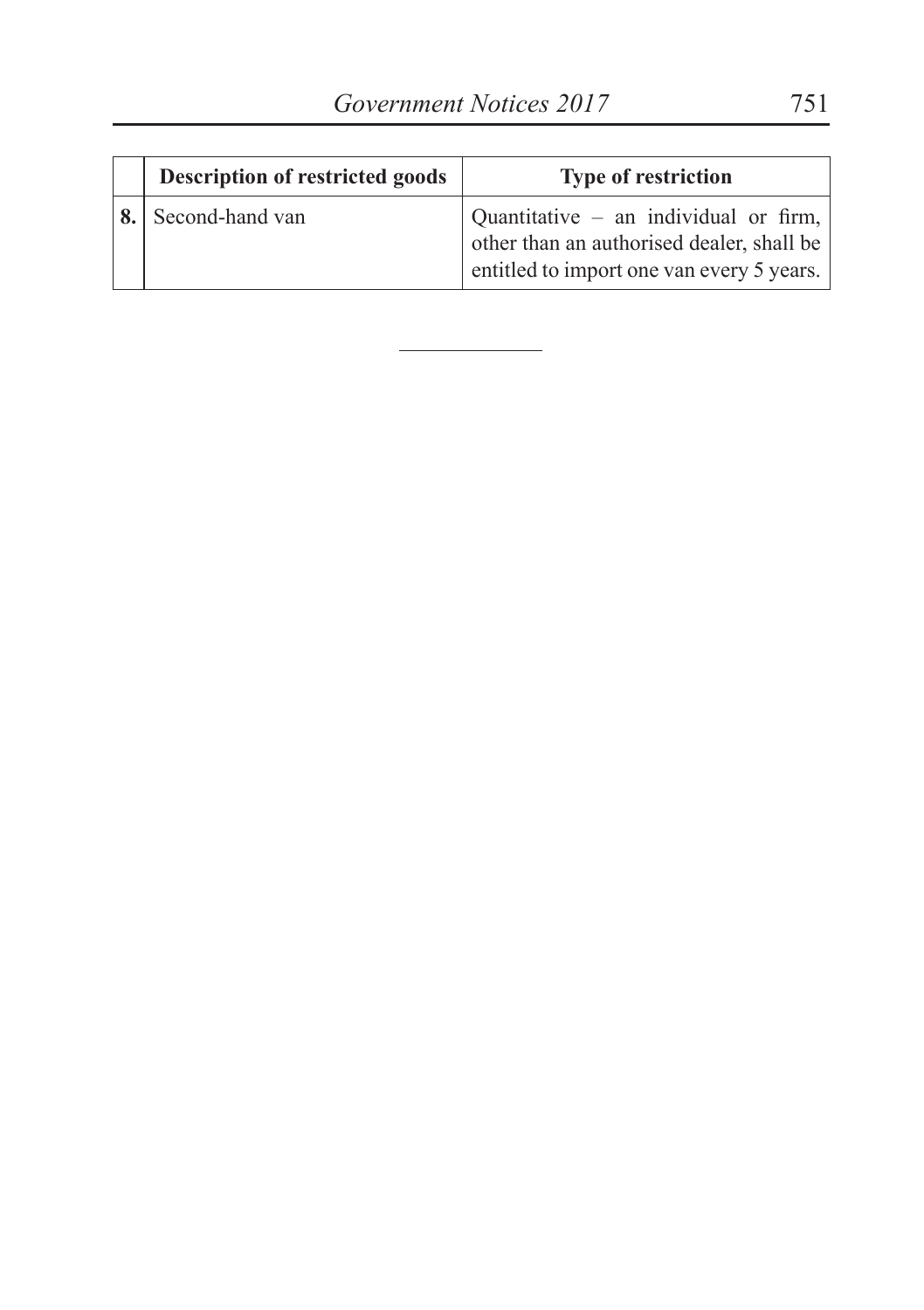| | Description of restricted goods | Type of restriction |
|---|---|---|
| **8.** | Second-hand van | Quantitative – an individual or firm, other than an authorised dealer, shall be entitled to import one van every 5 years. |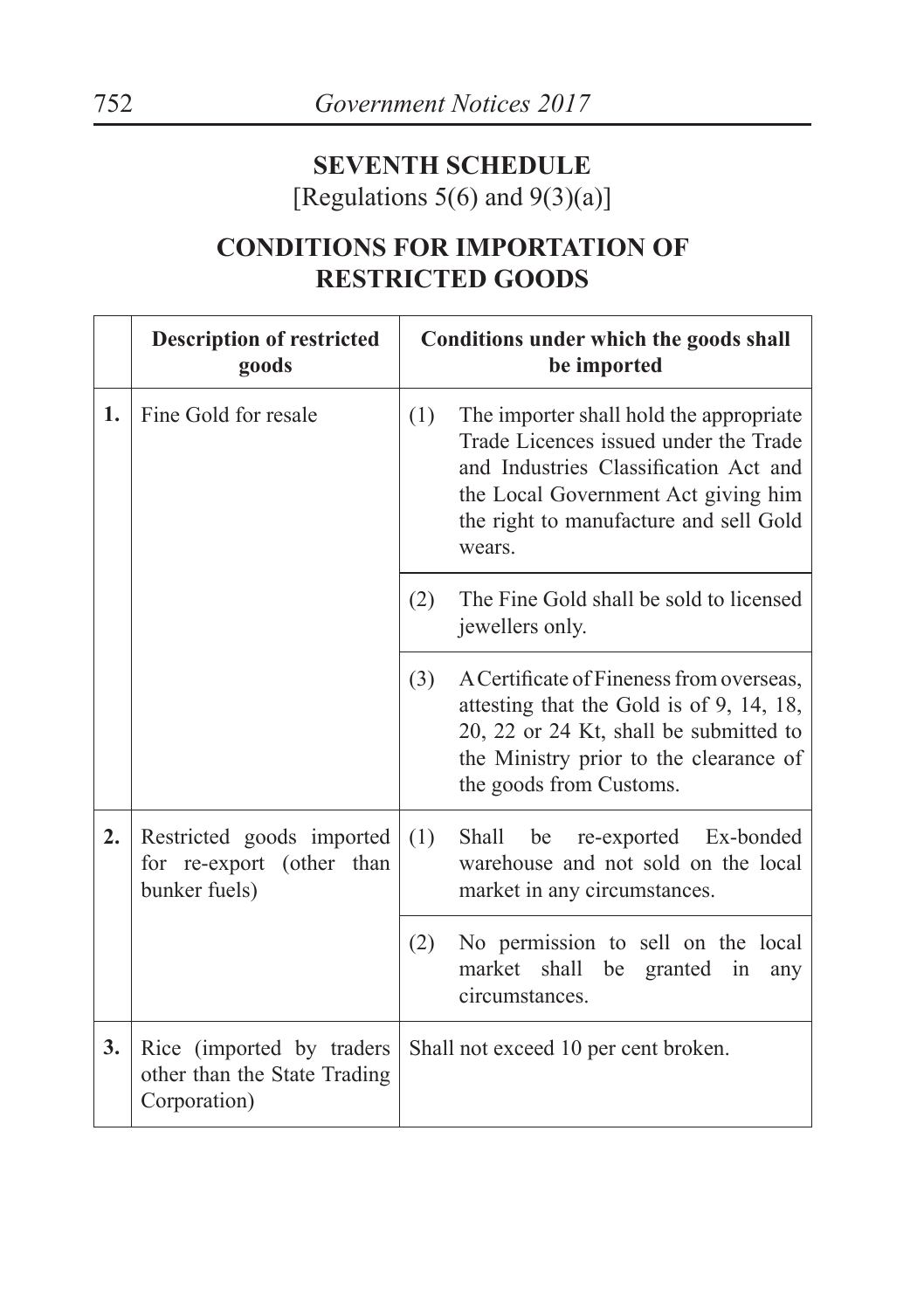## SEVENTH SCHEDULE

[Regulations 5(6) and 9(3)(a)]

## CONDITIONS FOR IMPORTATION OF RESTRICTED GOODS

| | Description of restricted goods | Conditions under which the goods shall be imported |
|---|---|---|
| 1. | Fine Gold for resale | (1) The importer shall hold the appropriate Trade Licences issued under the Trade and Industries Classification Act and the Local Government Act giving him the right to manufacture and sell Gold wears. |
| | | (2) The Fine Gold shall be sold to licensed jewellers only. |
| | | (3) A Certificate of Fineness from overseas, attesting that the Gold is of 9, 14, 18, 20, 22 or 24 Kt, shall be submitted to the Ministry prior to the clearance of the goods from Customs. |
| 2. | Restricted goods imported for re-export (other than bunker fuels) | (1) Shall be re-exported Ex-bonded warehouse and not sold on the local market in any circumstances. |
| | | (2) No permission to sell on the local market shall be granted in any circumstances. |
| 3. | Rice (imported by traders other than the State Trading Corporation) | Shall not exceed 10 per cent broken. |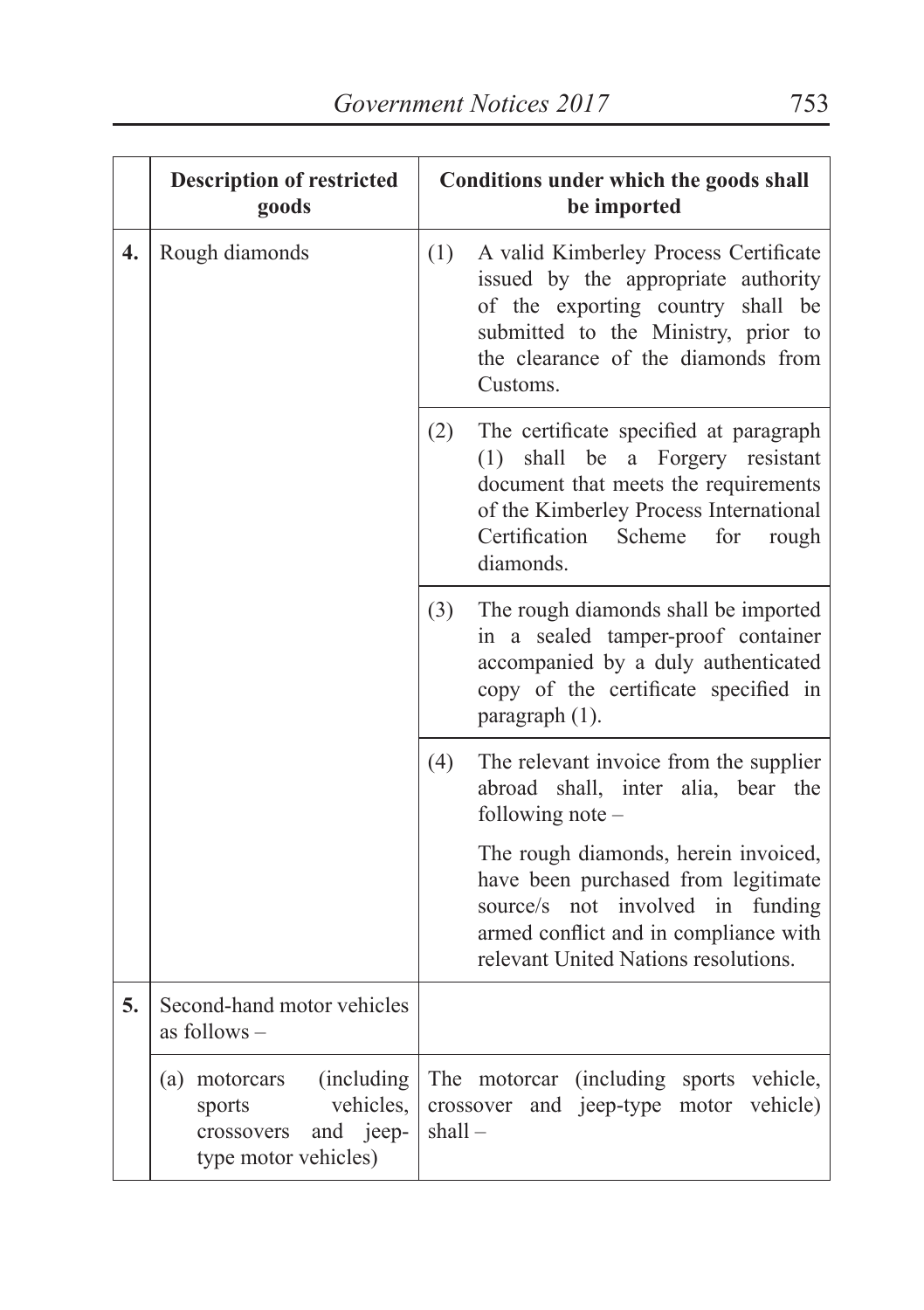| | Description of restricted goods | Conditions under which the goods shall be imported |
|---|---|---|
| **4.** | Rough diamonds | (1) A valid Kimberley Process Certificate issued by the appropriate authority of the exporting country shall be submitted to the Ministry, prior to the clearance of the diamonds from Customs. |
| | | (2) The certificate specified at paragraph (1) shall be a Forgery resistant document that meets the requirements of the Kimberley Process International Certification Scheme for rough diamonds. |
| | | (3) The rough diamonds shall be imported in a sealed tamper-proof container accompanied by a duly authenticated copy of the certificate specified in paragraph (1). |
| | | (4) The relevant invoice from the supplier abroad shall, inter alia, bear the following note – <br><br> The rough diamonds, herein invoiced, have been purchased from legitimate source/s not involved in funding armed conflict and in compliance with relevant United Nations resolutions. |
| **5.** | Second-hand motor vehicles as follows – | |
| | (a) motorcars (including sports vehicles, crossovers and jeep-type motor vehicles) | The motorcar (including sports vehicle, crossover and jeep-type motor vehicle) shall – |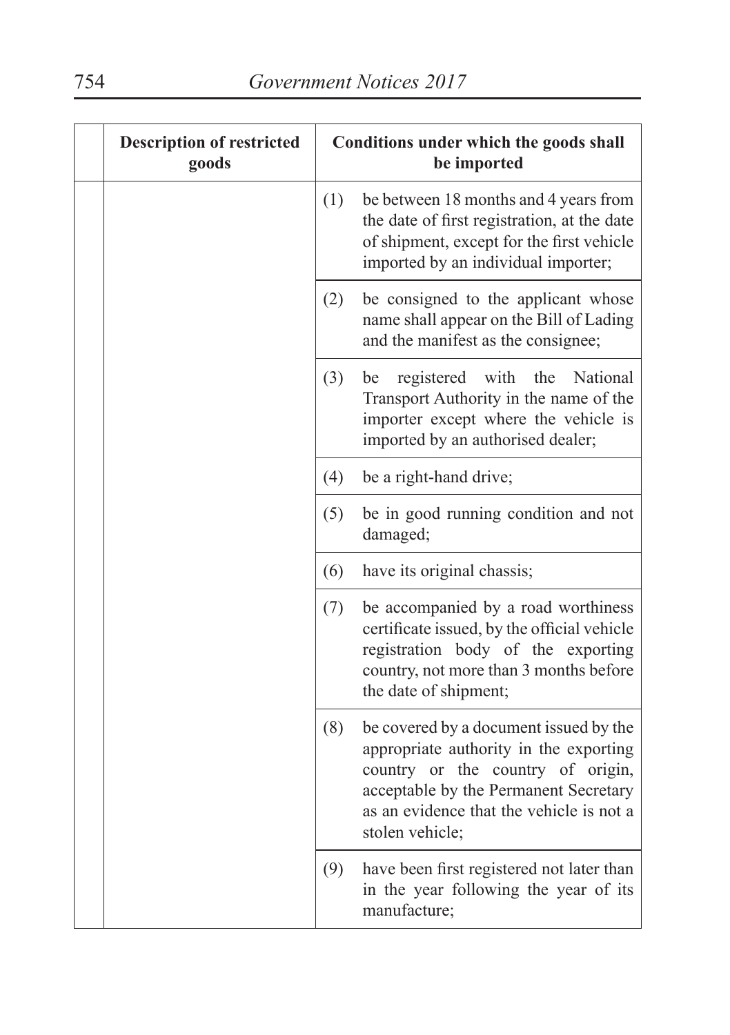| | Description of restricted goods | Conditions under which the goods shall be imported |
|---|---|---|
| | | (1) be between 18 months and 4 years from the date of first registration, at the date of shipment, except for the first vehicle imported by an individual importer; |
| | | (2) be consigned to the applicant whose name shall appear on the Bill of Lading and the manifest as the consignee; |
| | | (3) be registered with the National Transport Authority in the name of the importer except where the vehicle is imported by an authorised dealer; |
| | | (4) be a right-hand drive; |
| | | (5) be in good running condition and not damaged; |
| | | (6) have its original chassis; |
| | | (7) be accompanied by a road worthiness certificate issued, by the official vehicle registration body of the exporting country, not more than 3 months before the date of shipment; |
| | | (8) be covered by a document issued by the appropriate authority in the exporting country or the country of origin, acceptable by the Permanent Secretary as an evidence that the vehicle is not a stolen vehicle; |
| | | (9) have been first registered not later than in the year following the year of its manufacture; |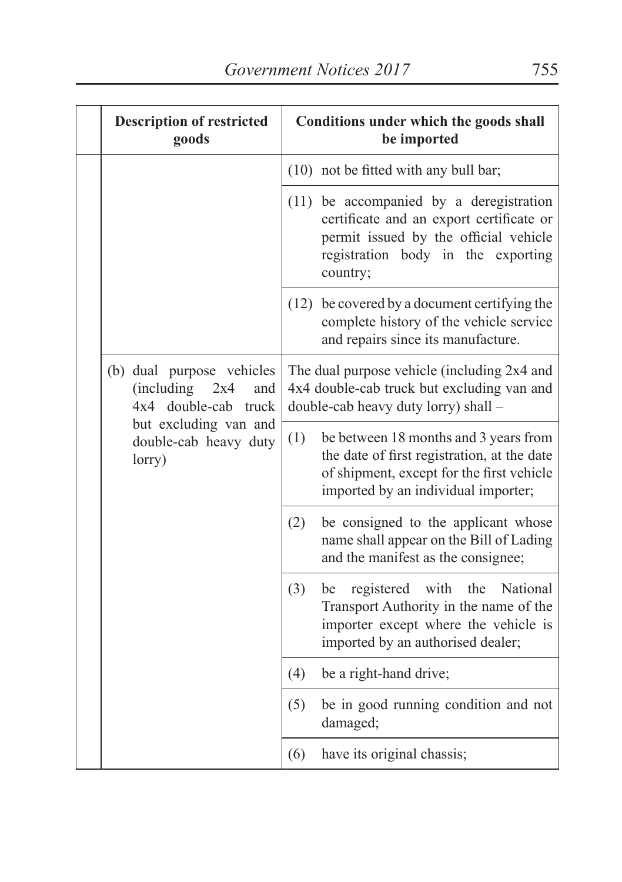| | Description of restricted goods | Conditions under which the goods shall be imported |
|---|---|---|
| | | (10) not be fitted with any bull bar; |
| | | (11) be accompanied by a deregistration certificate and an export certificate or permit issued by the official vehicle registration body in the exporting country; |
| | | (12) be covered by a document certifying the complete history of the vehicle service and repairs since its manufacture. |
| | (b) dual purpose vehicles (including 2x4 and 4x4 double-cab truck but excluding van and double-cab heavy duty lorry) | The dual purpose vehicle (including 2x4 and 4x4 double-cab truck but excluding van and double-cab heavy duty lorry) shall – |
| | | (1) be between 18 months and 3 years from the date of first registration, at the date of shipment, except for the first vehicle imported by an individual importer; |
| | | (2) be consigned to the applicant whose name shall appear on the Bill of Lading and the manifest as the consignee; |
| | | (3) be registered with the National Transport Authority in the name of the importer except where the vehicle is imported by an authorised dealer; |
| | | (4) be a right-hand drive; |
| | | (5) be in good running condition and not damaged; |
| | | (6) have its original chassis; |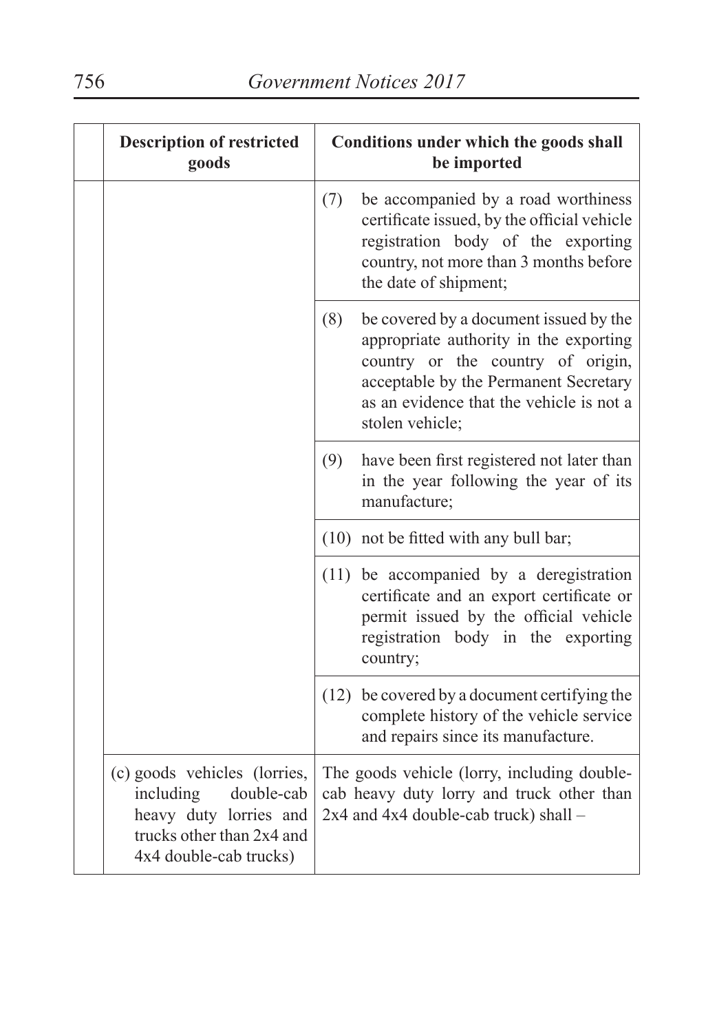| | Description of restricted goods | Conditions under which the goods shall be imported |
|---|---|---|
| | | (7) be accompanied by a road worthiness certificate issued, by the official vehicle registration body of the exporting country, not more than 3 months before the date of shipment; |
| | | (8) be covered by a document issued by the appropriate authority in the exporting country or the country of origin, acceptable by the Permanent Secretary as an evidence that the vehicle is not a stolen vehicle; |
| | | (9) have been first registered not later than in the year following the year of its manufacture; |
| | | (10) not be fitted with any bull bar; |
| | | (11) be accompanied by a deregistration certificate and an export certificate or permit issued by the official vehicle registration body in the exporting country; |
| | | (12) be covered by a document certifying the complete history of the vehicle service and repairs since its manufacture. |
| | (c) goods vehicles (lorries, including double-cab heavy duty lorries and trucks other than 2x4 and 4x4 double-cab trucks) | The goods vehicle (lorry, including double-cab heavy duty lorry and truck other than 2x4 and 4x4 double-cab truck) shall – |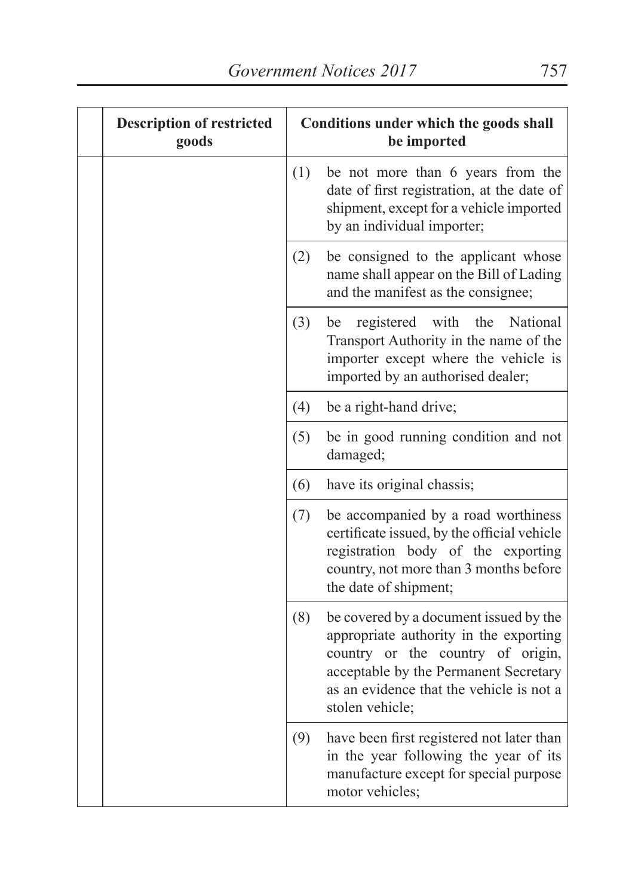| | Description of restricted goods | Conditions under which the goods shall be imported |
|---|---|---|
| | | (1) be not more than 6 years from the date of first registration, at the date of shipment, except for a vehicle imported by an individual importer; |
| | | (2) be consigned to the applicant whose name shall appear on the Bill of Lading and the manifest as the consignee; |
| | | (3) be registered with the National Transport Authority in the name of the importer except where the vehicle is imported by an authorised dealer; |
| | | (4) be a right-hand drive; |
| | | (5) be in good running condition and not damaged; |
| | | (6) have its original chassis; |
| | | (7) be accompanied by a road worthiness certificate issued, by the official vehicle registration body of the exporting country, not more than 3 months before the date of shipment; |
| | | (8) be covered by a document issued by the appropriate authority in the exporting country or the country of origin, acceptable by the Permanent Secretary as an evidence that the vehicle is not a stolen vehicle; |
| | | (9) have been first registered not later than in the year following the year of its manufacture except for special purpose motor vehicles; |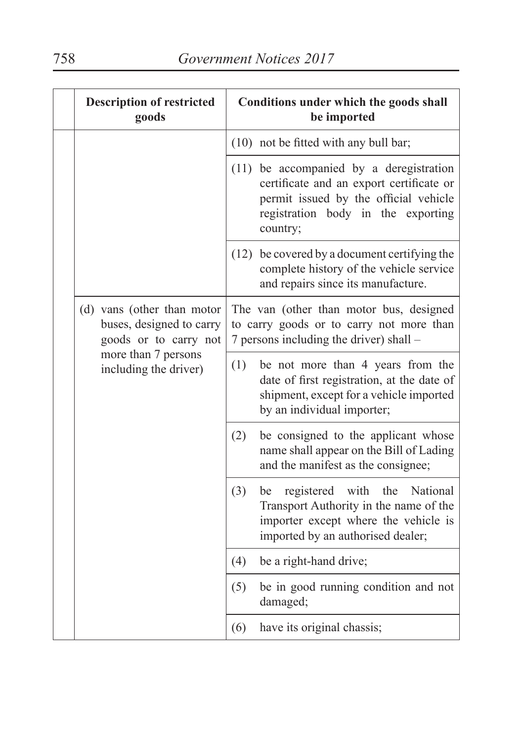| | Description of restricted goods | Conditions under which the goods shall be imported |
|---|---|---|
| | | (10) not be fitted with any bull bar; |
| | | (11) be accompanied by a deregistration certificate and an export certificate or permit issued by the official vehicle registration body in the exporting country; |
| | | (12) be covered by a document certifying the complete history of the vehicle service and repairs since its manufacture. |
| | (d) vans (other than motor buses, designed to carry goods or to carry not more than 7 persons including the driver) | The van (other than motor bus, designed to carry goods or to carry not more than 7 persons including the driver) shall – |
| | | (1) be not more than 4 years from the date of first registration, at the date of shipment, except for a vehicle imported by an individual importer; |
| | | (2) be consigned to the applicant whose name shall appear on the Bill of Lading and the manifest as the consignee; |
| | | (3) be registered with the National Transport Authority in the name of the importer except where the vehicle is imported by an authorised dealer; |
| | | (4) be a right-hand drive; |
| | | (5) be in good running condition and not damaged; |
| | | (6) have its original chassis; |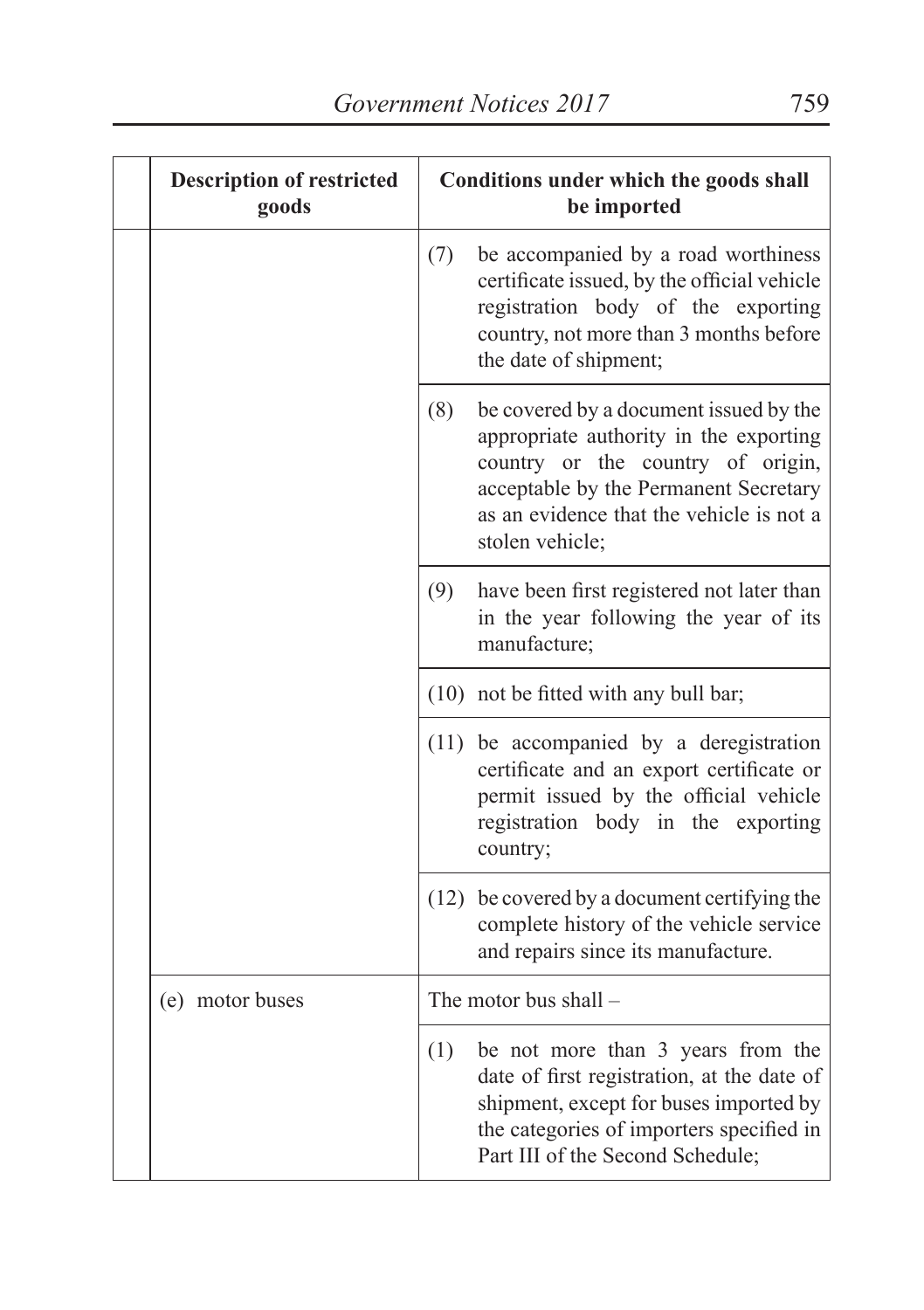| Description of restricted goods | Conditions under which the goods shall be imported |
|---|---|
| | (7) be accompanied by a road worthiness certificate issued, by the official vehicle registration body of the exporting country, not more than 3 months before the date of shipment; |
| | (8) be covered by a document issued by the appropriate authority in the exporting country or the country of origin, acceptable by the Permanent Secretary as an evidence that the vehicle is not a stolen vehicle; |
| | (9) have been first registered not later than in the year following the year of its manufacture; |
| | (10) not be fitted with any bull bar; |
| | (11) be accompanied by a deregistration certificate and an export certificate or permit issued by the official vehicle registration body in the exporting country; |
| | (12) be covered by a document certifying the complete history of the vehicle service and repairs since its manufacture. |
| (e) motor buses | The motor bus shall – |
| | (1) be not more than 3 years from the date of first registration, at the date of shipment, except for buses imported by the categories of importers specified in Part III of the Second Schedule; |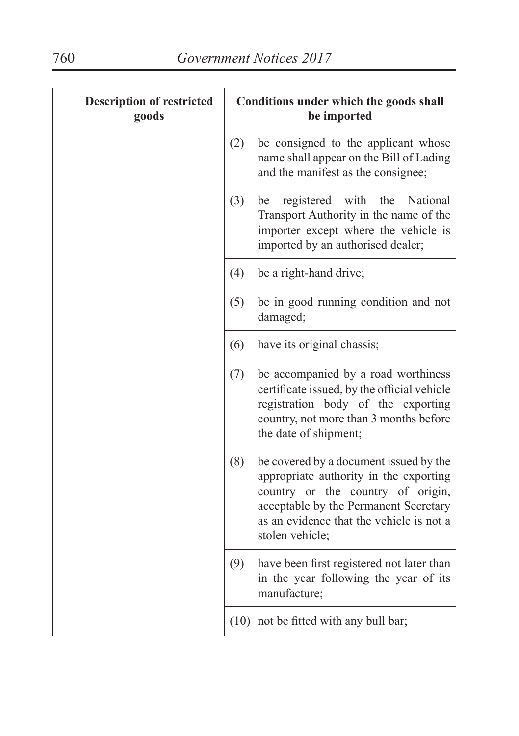| | Description of restricted goods | Conditions under which the goods shall be imported |
|---|---|---|
| | | (2) be consigned to the applicant whose name shall appear on the Bill of Lading and the manifest as the consignee; |
| | | (3) be registered with the National Transport Authority in the name of the importer except where the vehicle is imported by an authorised dealer; |
| | | (4) be a right-hand drive; |
| | | (5) be in good running condition and not damaged; |
| | | (6) have its original chassis; |
| | | (7) be accompanied by a road worthiness certificate issued, by the official vehicle registration body of the exporting country, not more than 3 months before the date of shipment; |
| | | (8) be covered by a document issued by the appropriate authority in the exporting country or the country of origin, acceptable by the Permanent Secretary as an evidence that the vehicle is not a stolen vehicle; |
| | | (9) have been first registered not later than in the year following the year of its manufacture; |
| | | (10) not be fitted with any bull bar; |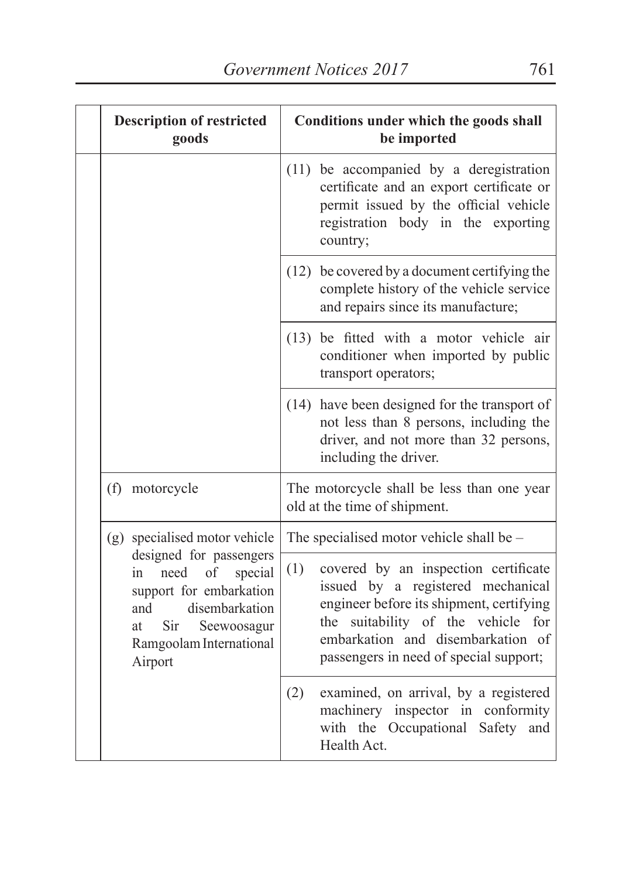| | Description of restricted goods | Conditions under which the goods shall be imported |
|---|---|---|
| | | (11) be accompanied by a deregistration certificate and an export certificate or permit issued by the official vehicle registration body in the exporting country; |
| | | (12) be covered by a document certifying the complete history of the vehicle service and repairs since its manufacture; |
| | | (13) be fitted with a motor vehicle air conditioner when imported by public transport operators; |
| | | (14) have been designed for the transport of not less than 8 persons, including the driver, and not more than 32 persons, including the driver. |
| | (f) motorcycle | The motorcycle shall be less than one year old at the time of shipment. |
| | (g) specialised motor vehicle designed for passengers in need of special support for embarkation and disembarkation at Sir Seewoosagur Ramgoolam International Airport | The specialised motor vehicle shall be – |
| | | (1) covered by an inspection certificate issued by a registered mechanical engineer before its shipment, certifying the suitability of the vehicle for embarkation and disembarkation of passengers in need of special support; |
| | | (2) examined, on arrival, by a registered machinery inspector in conformity with the Occupational Safety and Health Act. |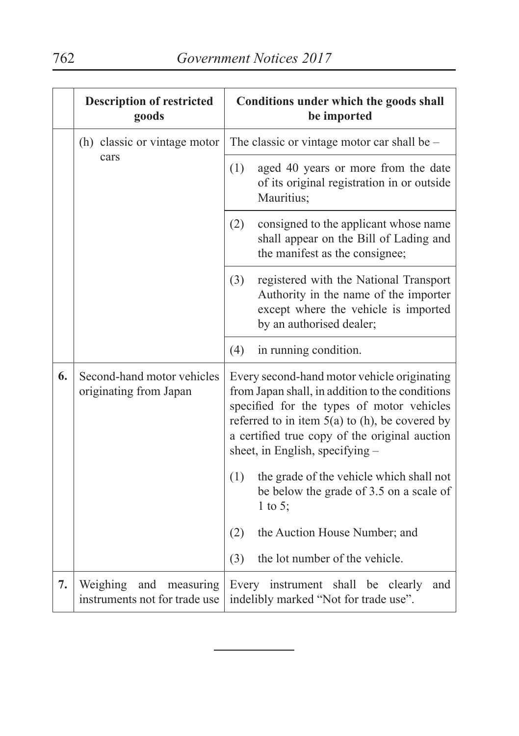| | Description of restricted goods | Conditions under which the goods shall be imported |
|---|---|---|
| | (h) classic or vintage motor cars | The classic or vintage motor car shall be – |
| | | (1) aged 40 years or more from the date of its original registration in or outside Mauritius; |
| | | (2) consigned to the applicant whose name shall appear on the Bill of Lading and the manifest as the consignee; |
| | | (3) registered with the National Transport Authority in the name of the importer except where the vehicle is imported by an authorised dealer; |
| | | (4) in running condition. |
| **6.** | Second-hand motor vehicles originating from Japan | Every second-hand motor vehicle originating from Japan shall, in addition to the conditions specified for the types of motor vehicles referred to in item 5(a) to (h), be covered by a certified true copy of the original auction sheet, in English, specifying – |
| | | (1) the grade of the vehicle which shall not be below the grade of 3.5 on a scale of 1 to 5; |
| | | (2) the Auction House Number; and |
| | | (3) the lot number of the vehicle. |
| **7.** | Weighing and measuring instruments not for trade use | Every instrument shall be clearly and indelibly marked "Not for trade use". |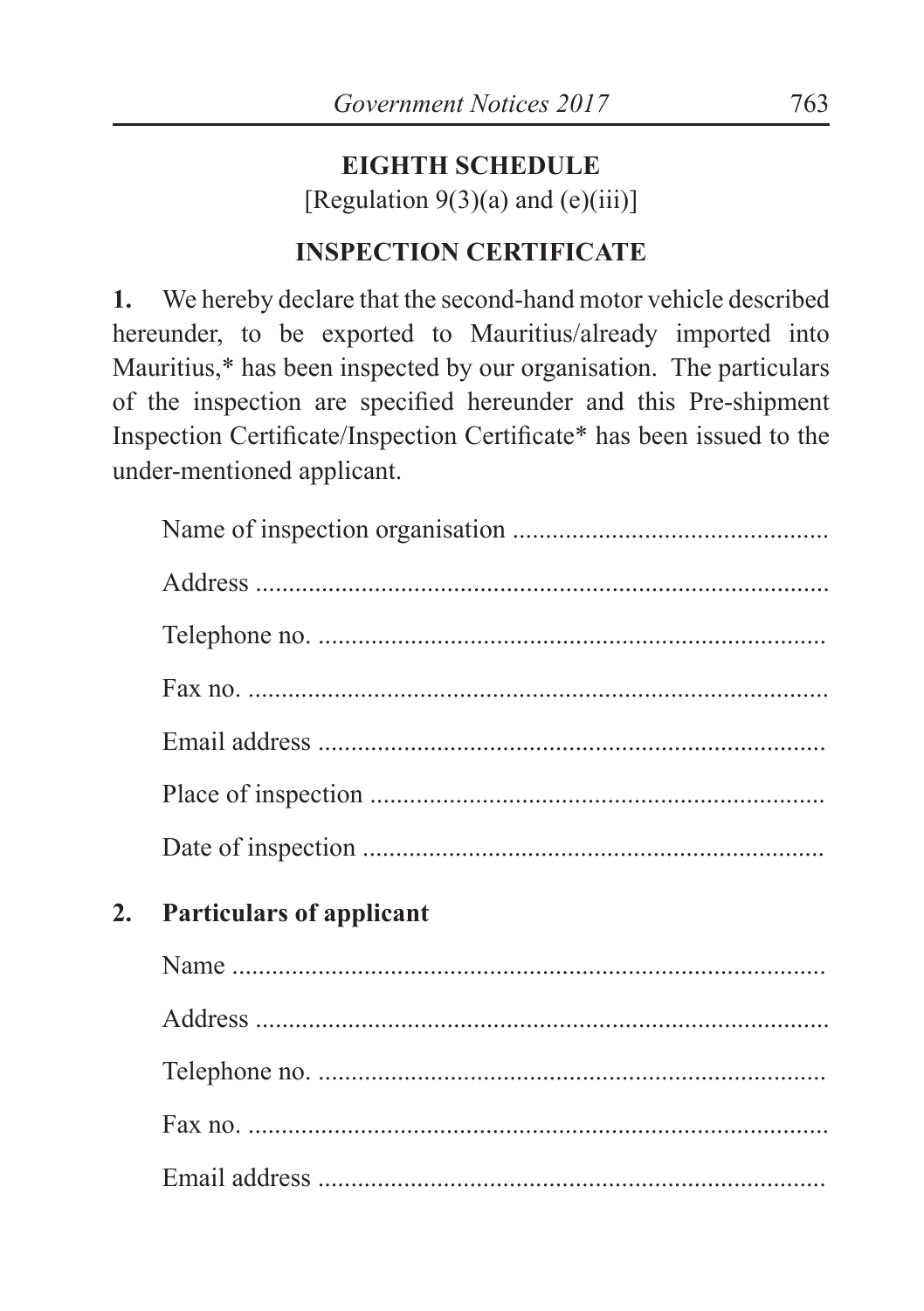## EIGHTH SCHEDULE

[Regulation 9(3)(a) and (e)(iii)]

## INSPECTION CERTIFICATE

**1.** We hereby declare that the second-hand motor vehicle described hereunder, to be exported to Mauritius/already imported into Mauritius,* has been inspected by our organisation. The particulars of the inspection are specified hereunder and this Pre-shipment Inspection Certificate/Inspection Certificate* has been issued to the under-mentioned applicant.

Name of inspection organisation ...............................................

Address .......................................................................................

Telephone no. ............................................................................

Fax no. ........................................................................................

Email address ............................................................................

Place of inspection ....................................................................

Date of inspection .....................................................................

**2. Particulars of applicant**

Name ..........................................................................................

Address .......................................................................................

Telephone no. ............................................................................

Fax no. ........................................................................................

Email address ............................................................................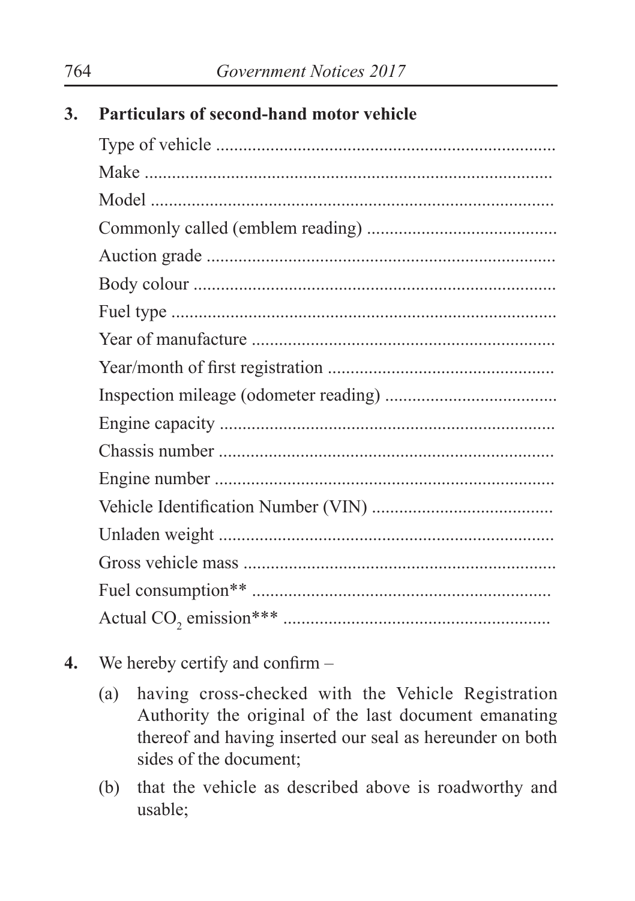**3. Particulars of second-hand motor vehicle**

Type of vehicle ..........................................................................

Make ..........................................................................................

Model .........................................................................................

Commonly called (emblem reading) .........................................

Auction grade ............................................................................

Body colour ................................................................................

Fuel type .....................................................................................

Year of manufacture ...................................................................

Year/month of first registration .................................................

Inspection mileage (odometer reading) .....................................

Engine capacity ..........................................................................

Chassis number ..........................................................................

Engine number ...........................................................................

Vehicle Identification Number (VIN) ........................................

Unladen weight ..........................................................................

Gross vehicle mass ....................................................................

Fuel consumption** .................................................................

Actual $CO_2$ emission*** ..........................................................

**4.** We hereby certify and confirm –

(a) having cross-checked with the Vehicle Registration Authority the original of the last document emanating thereof and having inserted our seal as hereunder on both sides of the document;

(b) that the vehicle as described above is roadworthy and usable;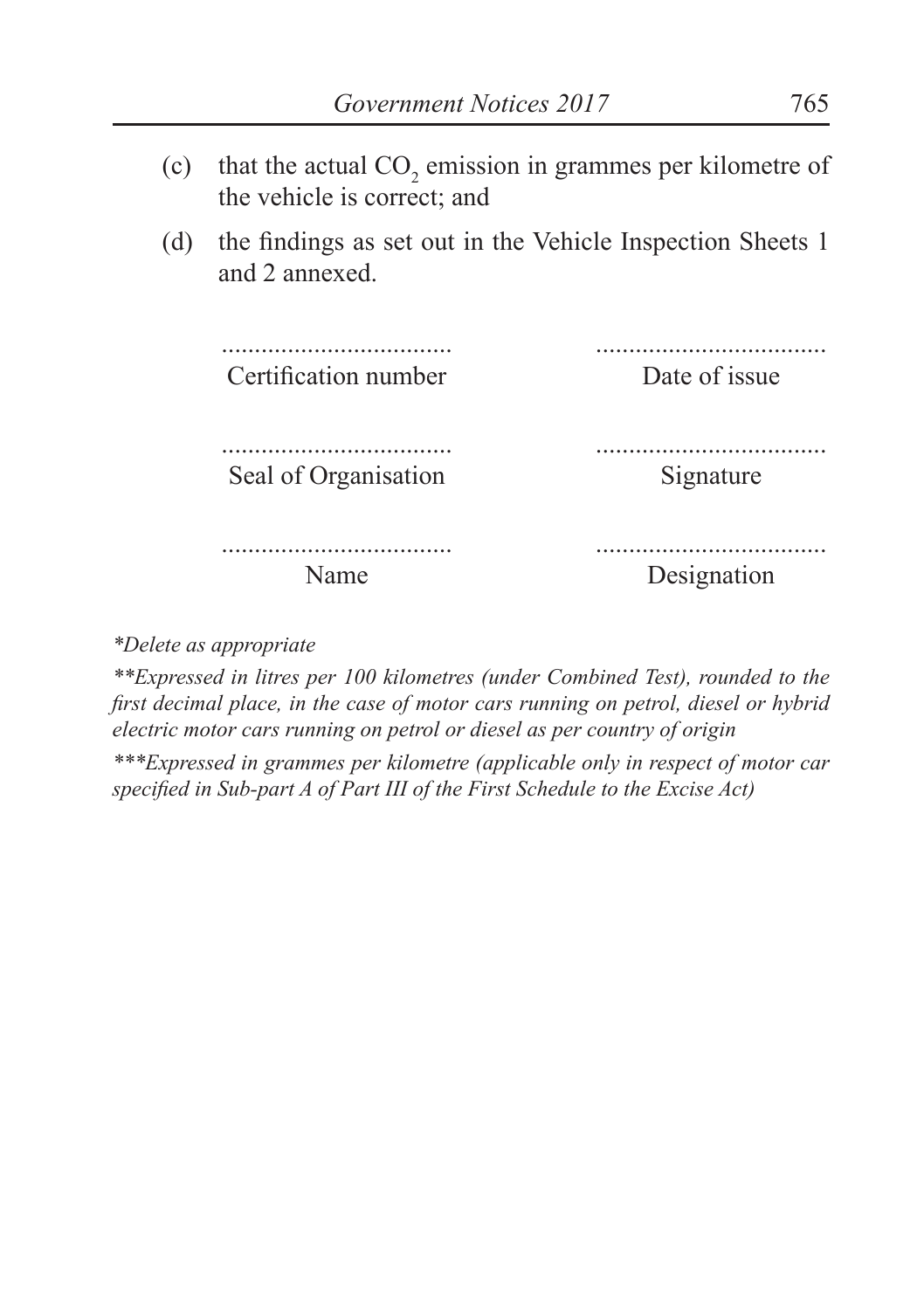(c) that the actual $CO_2$ emission in grammes per kilometre of the vehicle is correct; and

(d) the findings as set out in the Vehicle Inspection Sheets 1 and 2 annexed.

| | |
|---|---|
| ................................... | ................................... |
| Certification number | Date of issue |
| ................................... | ................................... |
| Seal of Organisation | Signature |
| ................................... | ................................... |
| Name | Designation |

**Delete as appropriate*

***Expressed in litres per 100 kilometres (under Combined Test), rounded to the first decimal place, in the case of motor cars running on petrol, diesel or hybrid electric motor cars running on petrol or diesel as per country of origin*

****Expressed in grammes per kilometre (applicable only in respect of motor car specified in Sub-part A of Part III of the First Schedule to the Excise Act)*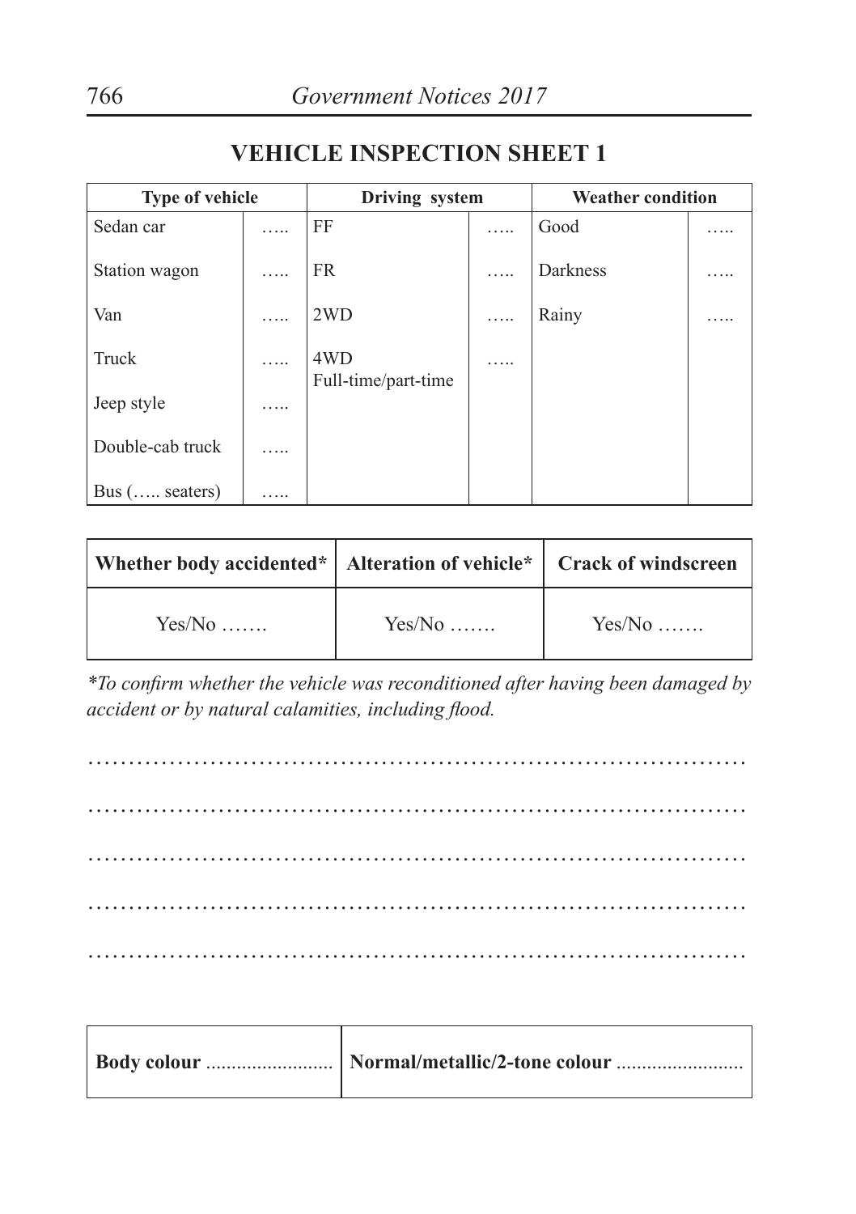## VEHICLE INSPECTION SHEET 1

| Type of vehicle | | Driving system | | Weather condition | |
|---|---|---|---|---|---|
| Sedan car | ….. | FF | ….. | Good | ….. |
| Station wagon | ….. | FR | ….. | Darkness | ….. |
| Van | ….. | 2WD | ….. | Rainy | ….. |
| Truck | ….. | 4WD Full-time/part-time | ….. | | |
| Jeep style | ….. | | | | |
| Double-cab truck | ….. | | | | |
| Bus (….. seaters) | ….. | | | | |

| Whether body accidented* | Alteration of vehicle* | Crack of windscreen |
|---|---|---|
| Yes/No ……. | Yes/No ……. | Yes/No ……. |

*\*To confirm whether the vehicle was reconditioned after having been damaged by accident or by natural calamities, including flood.*

……………………………………………………………………………

……………………………………………………………………………

……………………………………………………………………………

……………………………………………………………………………

……………………………………………………………………………

| **Body colour** ......................... | **Normal/metallic/2-tone colour** ......................... |
|---|---|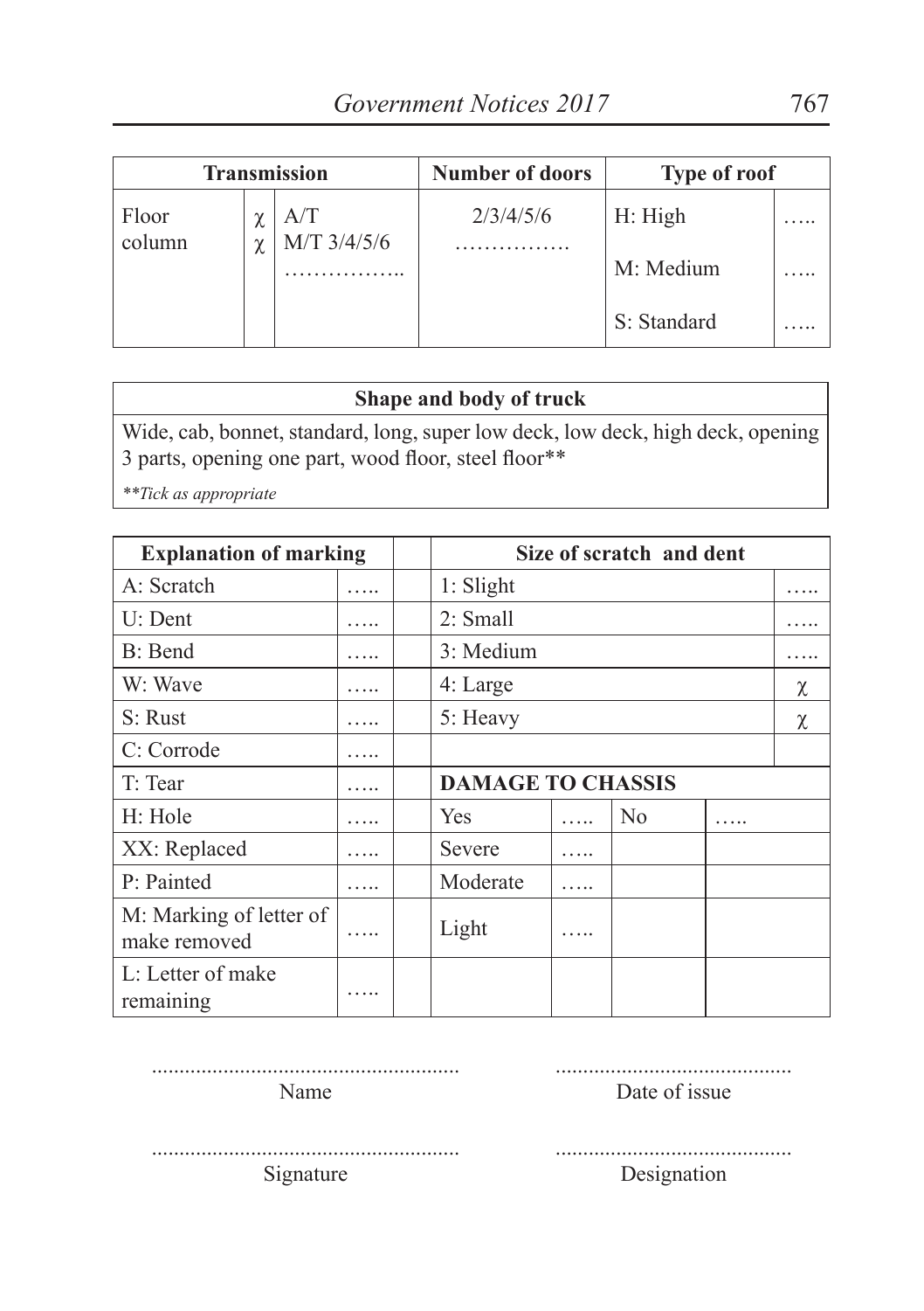| Transmission | | | Number of doors | Type of roof | |
|---|---|---|---|---|---|
| Floor<br>column | χ<br>χ | A/T<br>M/T 3/4/5/6<br>…………….. | 2/3/4/5/6<br>……………. | H: High | ….. |
| | | | | M: Medium | ….. |
| | | | | S: Standard | ….. |

| Shape and body of truck |
|---|
| Wide, cab, bonnet, standard, long, super low deck, low deck, high deck, opening 3 parts, opening one part, wood floor, steel floor** |
| *\*\*Tick as appropriate* |

| Explanation of marking | | | Size of scratch and dent | | | | |
|---|---|---|---|---|---|---|---|
| A: Scratch | ….. | | 1: Slight | | | | ….. |
| U: Dent | ….. | | 2: Small | | | | ….. |
| B: Bend | ….. | | 3: Medium | | | | ….. |
| W: Wave | ….. | | 4: Large | | | | χ |
| S: Rust | ….. | | 5: Heavy | | | | χ |
| C: Corrode | ….. | | | | | | |
| T: Tear | ….. | | **DAMAGE TO CHASSIS** | | | | |
| H: Hole | ….. | | Yes | ….. | No | ….. | |
| XX: Replaced | ….. | | Severe | ….. | | | |
| P: Painted | ….. | | Moderate | ….. | | | |
| M: Marking of letter of make removed | ….. | | Light | ….. | | | |
| L: Letter of make remaining | ….. | | | | | | |

........................................................
Name

...........................................
Date of issue

........................................................
Signature

...........................................
Designation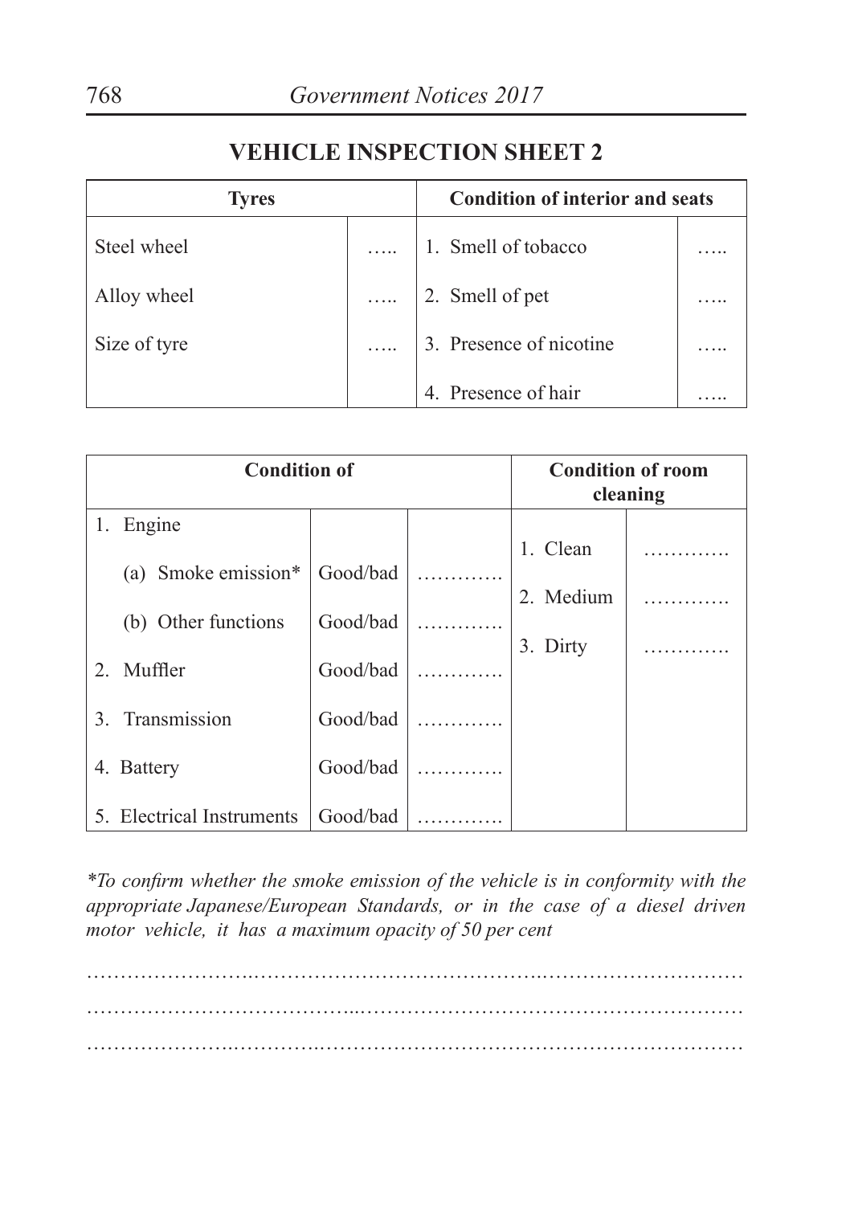## VEHICLE INSPECTION SHEET 2

| Tyres | | Condition of interior and seats | |
|---|---|---|---|
| Steel wheel | ….. | 1. Smell of tobacco | ….. |
| Alloy wheel | ….. | 2. Smell of pet | ….. |
| Size of tyre | ….. | 3. Presence of nicotine | ….. |
| | | 4. Presence of hair | ….. |

| Condition of | | | Condition of room cleaning | |
|---|---|---|---|---|
| 1. Engine | | | 1. Clean | …………. |
| (a) Smoke emission* | Good/bad | …………. | 2. Medium | …………. |
| (b) Other functions | Good/bad | …………. | 3. Dirty | …………. |
| 2. Muffler | Good/bad | …………. | | |
| 3. Transmission | Good/bad | …………. | | |
| 4. Battery | Good/bad | …………. | | |
| 5. Electrical Instruments | Good/bad | …………. | | |

*\*To confirm whether the smoke emission of the vehicle is in conformity with the appropriate Japanese/European Standards, or in the case of a diesel driven motor vehicle, it has a maximum opacity of 50 per cent*

……………………..……………………………………..…………………………

…………………………………..……………………………………………………

…………………..…………..…………………………………………………………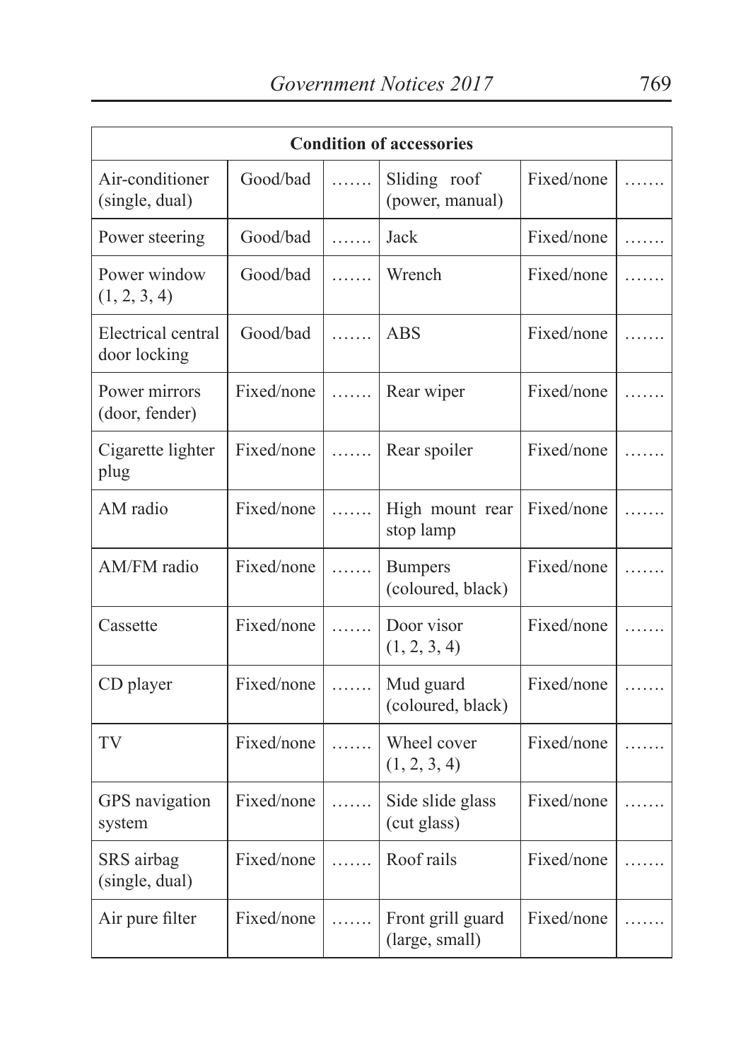| Condition of accessories | | | | | |
|---|---|---|---|---|---|
| Air-conditioner (single, dual) | Good/bad | ....... | Sliding roof (power, manual) | Fixed/none | ....... |
| Power steering | Good/bad | ....... | Jack | Fixed/none | ....... |
| Power window (1, 2, 3, 4) | Good/bad | ....... | Wrench | Fixed/none | ....... |
| Electrical central door locking | Good/bad | ....... | ABS | Fixed/none | ....... |
| Power mirrors (door, fender) | Fixed/none | ....... | Rear wiper | Fixed/none | ....... |
| Cigarette lighter plug | Fixed/none | ....... | Rear spoiler | Fixed/none | ....... |
| AM radio | Fixed/none | ....... | High mount rear stop lamp | Fixed/none | ....... |
| AM/FM radio | Fixed/none | ....... | Bumpers (coloured, black) | Fixed/none | ....... |
| Cassette | Fixed/none | ....... | Door visor (1, 2, 3, 4) | Fixed/none | ....... |
| CD player | Fixed/none | ....... | Mud guard (coloured, black) | Fixed/none | ....... |
| TV | Fixed/none | ....... | Wheel cover (1, 2, 3, 4) | Fixed/none | ....... |
| GPS navigation system | Fixed/none | ....... | Side slide glass (cut glass) | Fixed/none | ....... |
| SRS airbag (single, dual) | Fixed/none | ....... | Roof rails | Fixed/none | ....... |
| Air pure filter | Fixed/none | ....... | Front grill guard (large, small) | Fixed/none | ....... |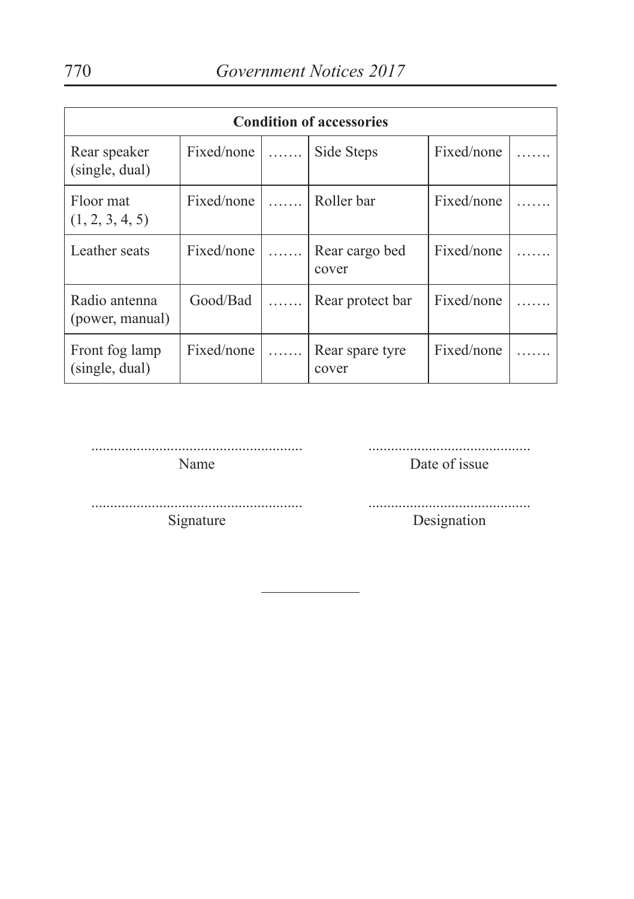| Condition of accessories | | | | | |
|---|---|---|---|---|---|
| Rear speaker (single, dual) | Fixed/none | ……. | Side Steps | Fixed/none | ……. |
| Floor mat (1, 2, 3, 4, 5) | Fixed/none | ……. | Roller bar | Fixed/none | ……. |
| Leather seats | Fixed/none | ……. | Rear cargo bed cover | Fixed/none | ……. |
| Radio antenna (power, manual) | Good/Bad | ……. | Rear protect bar | Fixed/none | ……. |
| Front fog lamp (single, dual) | Fixed/none | ……. | Rear spare tyre cover | Fixed/none | ……. |

........................................................ Name

........................................... Date of issue

........................................................ Signature

........................................... Designation

---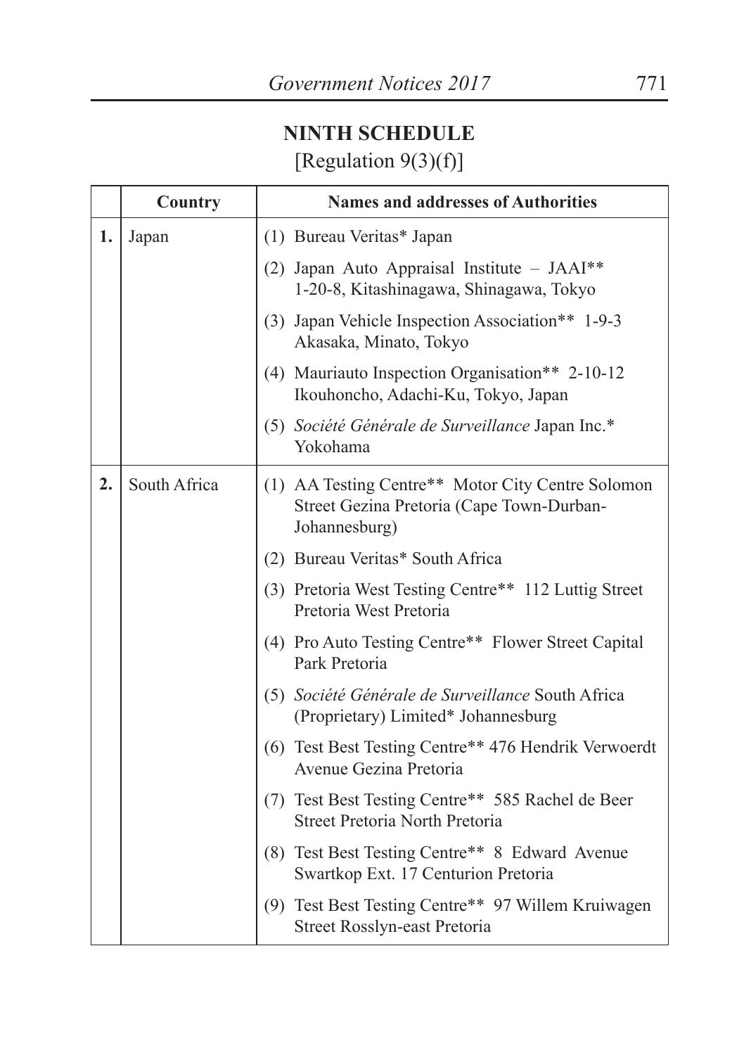## NINTH SCHEDULE

[Regulation 9(3)(f)]

| | Country | Names and addresses of Authorities |
|---|---|---|
| **1.** | Japan | (1) Bureau Veritas* Japan |
| | | (2) Japan Auto Appraisal Institute – JAAI** 1-20-8, Kitashinagawa, Shinagawa, Tokyo |
| | | (3) Japan Vehicle Inspection Association** 1-9-3 Akasaka, Minato, Tokyo |
| | | (4) Mauriauto Inspection Organisation** 2-10-12 Ikouhoncho, Adachi-Ku, Tokyo, Japan |
| | | (5) *Société Générale de Surveillance* Japan Inc.* Yokohama |
| **2.** | South Africa | (1) AA Testing Centre** Motor City Centre Solomon Street Gezina Pretoria (Cape Town-Durban-Johannesburg) |
| | | (2) Bureau Veritas* South Africa |
| | | (3) Pretoria West Testing Centre** 112 Luttig Street Pretoria West Pretoria |
| | | (4) Pro Auto Testing Centre** Flower Street Capital Park Pretoria |
| | | (5) *Société Générale de Surveillance* South Africa (Proprietary) Limited* Johannesburg |
| | | (6) Test Best Testing Centre** 476 Hendrik Verwoerdt Avenue Gezina Pretoria |
| | | (7) Test Best Testing Centre** 585 Rachel de Beer Street Pretoria North Pretoria |
| | | (8) Test Best Testing Centre** 8 Edward Avenue Swartkop Ext. 17 Centurion Pretoria |
| | | (9) Test Best Testing Centre** 97 Willem Kruiwagen Street Rosslyn-east Pretoria |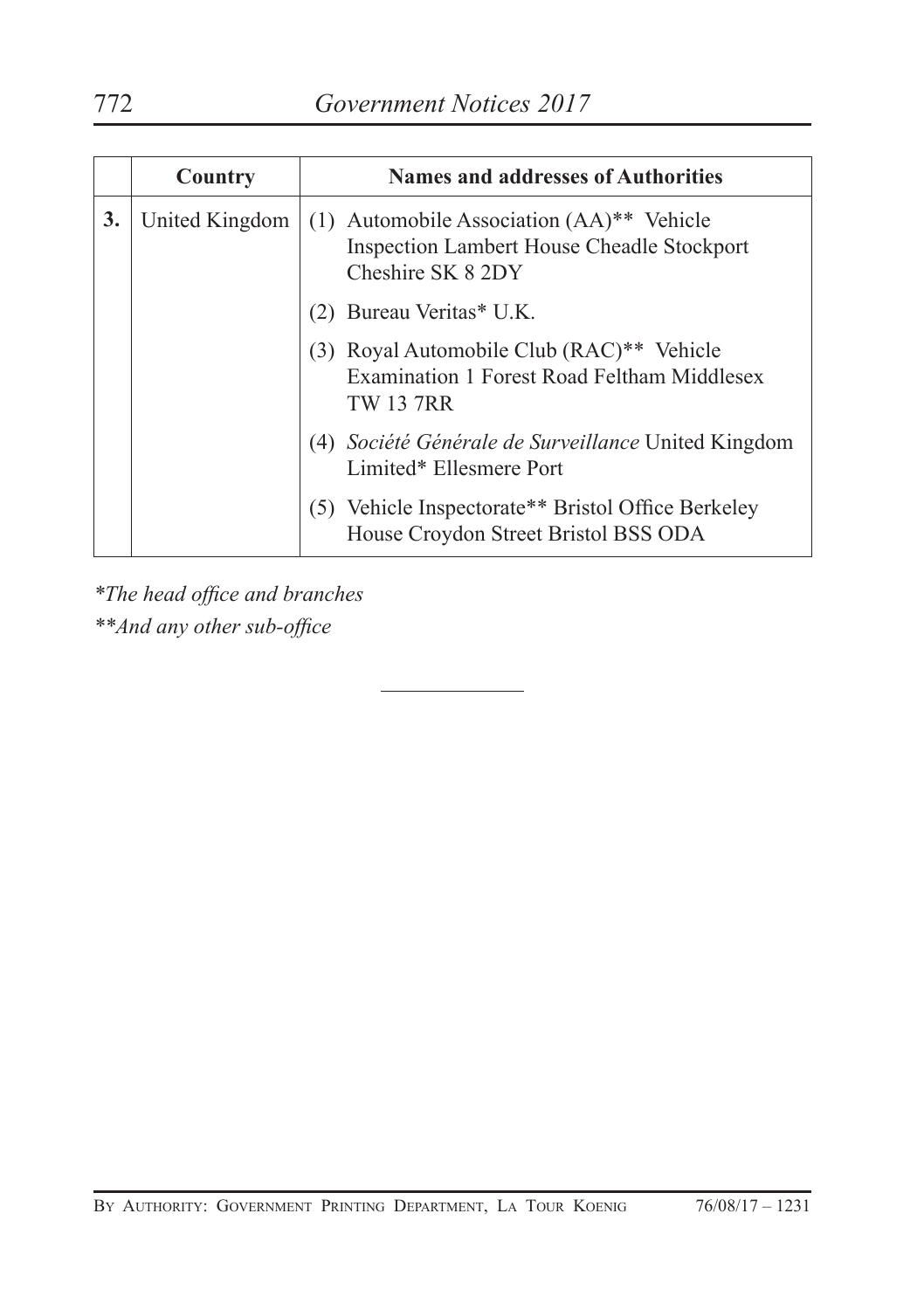| | Country | Names and addresses of Authorities |
|---|---|---|
| **3.** | United Kingdom | (1) Automobile Association (AA)** Vehicle Inspection Lambert House Cheadle Stockport Cheshire SK 8 2DY |
| | | (2) Bureau Veritas* U.K. |
| | | (3) Royal Automobile Club (RAC)** Vehicle Examination 1 Forest Road Feltham Middlesex TW 13 7RR |
| | | (4) *Société Générale de Surveillance* United Kingdom Limited* Ellesmere Port |
| | | (5) Vehicle Inspectorate** Bristol Office Berkeley House Croydon Street Bristol BSS ODA |

*\*The head office and branches*

*\*\*And any other sub-office*

---

By Authority: Government Printing Department, La Tour Koenig 76/08/17 – 1231